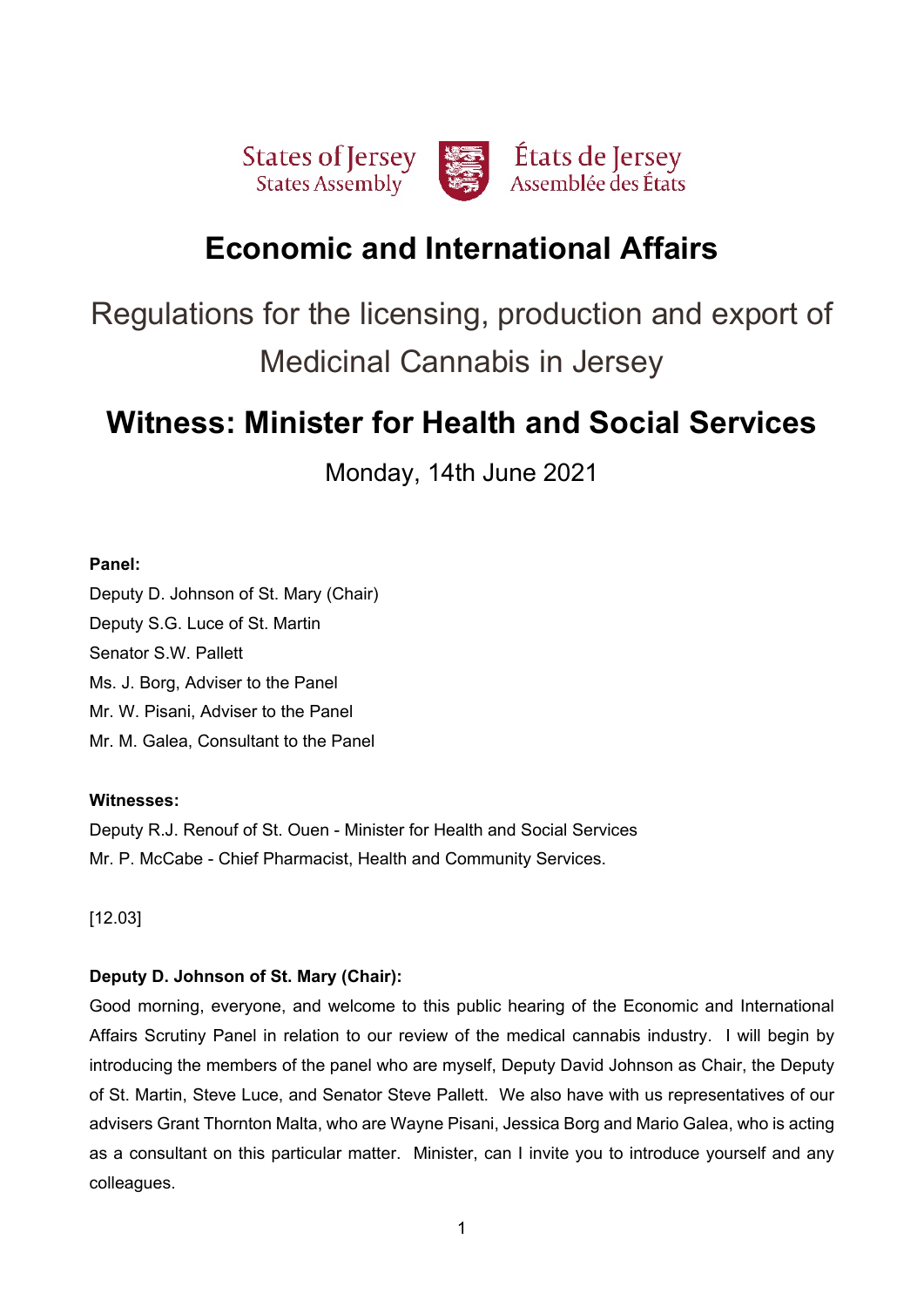States of Jersey
States Assembly

États de Jersey
Assemblée des États

# Economic and International Affairs

## Regulations for the licensing, production and export of Medicinal Cannabis in Jersey

# Witness: Minister for Health and Social Services

Monday, 14th June 2021

**Panel:**

Deputy D. Johnson of St. Mary (Chair)
Deputy S.G. Luce of St. Martin
Senator S.W. Pallett
Ms. J. Borg, Adviser to the Panel
Mr. W. Pisani, Adviser to the Panel
Mr. M. Galea, Consultant to the Panel

**Witnesses:**

Deputy R.J. Renouf of St. Ouen - Minister for Health and Social Services
Mr. P. McCabe - Chief Pharmacist, Health and Community Services.

[12.03]

**Deputy D. Johnson of St. Mary (Chair):**

Good morning, everyone, and welcome to this public hearing of the Economic and International Affairs Scrutiny Panel in relation to our review of the medical cannabis industry. I will begin by introducing the members of the panel who are myself, Deputy David Johnson as Chair, the Deputy of St. Martin, Steve Luce, and Senator Steve Pallett. We also have with us representatives of our advisers Grant Thornton Malta, who are Wayne Pisani, Jessica Borg and Mario Galea, who is acting as a consultant on this particular matter. Minister, can I invite you to introduce yourself and any colleagues.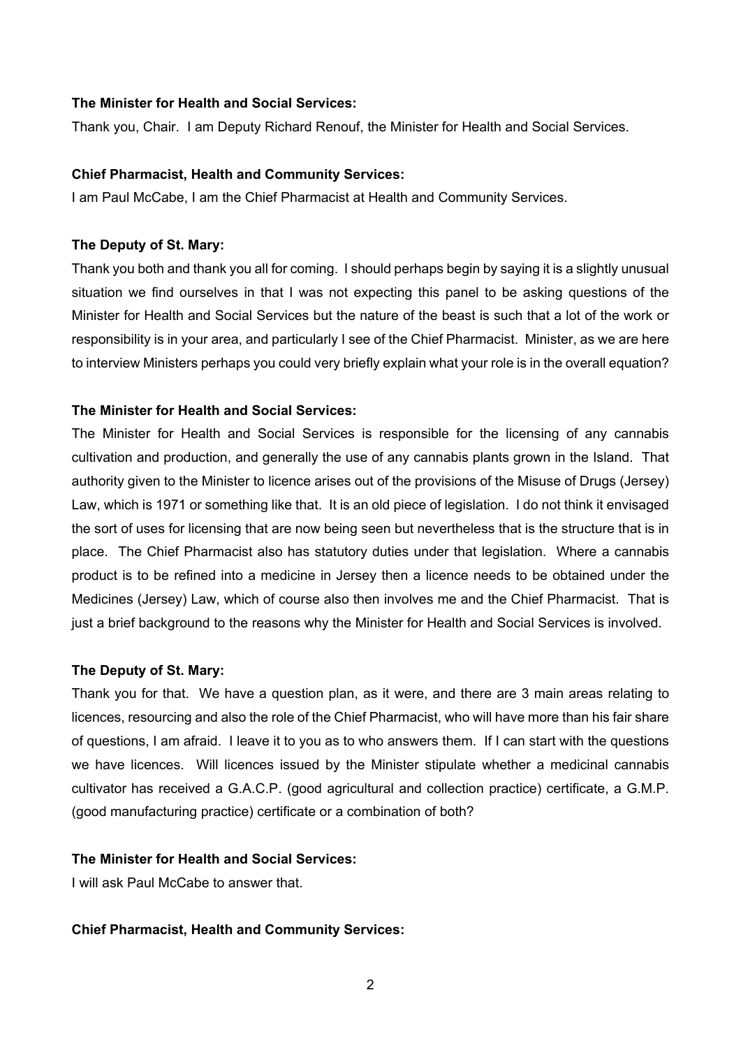**The Minister for Health and Social Services:**

Thank you, Chair. I am Deputy Richard Renouf, the Minister for Health and Social Services.

**Chief Pharmacist, Health and Community Services:**

I am Paul McCabe, I am the Chief Pharmacist at Health and Community Services.

**The Deputy of St. Mary:**

Thank you both and thank you all for coming. I should perhaps begin by saying it is a slightly unusual situation we find ourselves in that I was not expecting this panel to be asking questions of the Minister for Health and Social Services but the nature of the beast is such that a lot of the work or responsibility is in your area, and particularly I see of the Chief Pharmacist. Minister, as we are here to interview Ministers perhaps you could very briefly explain what your role is in the overall equation?

**The Minister for Health and Social Services:**

The Minister for Health and Social Services is responsible for the licensing of any cannabis cultivation and production, and generally the use of any cannabis plants grown in the Island. That authority given to the Minister to licence arises out of the provisions of the Misuse of Drugs (Jersey) Law, which is 1971 or something like that. It is an old piece of legislation. I do not think it envisaged the sort of uses for licensing that are now being seen but nevertheless that is the structure that is in place. The Chief Pharmacist also has statutory duties under that legislation. Where a cannabis product is to be refined into a medicine in Jersey then a licence needs to be obtained under the Medicines (Jersey) Law, which of course also then involves me and the Chief Pharmacist. That is just a brief background to the reasons why the Minister for Health and Social Services is involved.

**The Deputy of St. Mary:**

Thank you for that. We have a question plan, as it were, and there are 3 main areas relating to licences, resourcing and also the role of the Chief Pharmacist, who will have more than his fair share of questions, I am afraid. I leave it to you as to who answers them. If I can start with the questions we have licences. Will licences issued by the Minister stipulate whether a medicinal cannabis cultivator has received a G.A.C.P. (good agricultural and collection practice) certificate, a G.M.P. (good manufacturing practice) certificate or a combination of both?

**The Minister for Health and Social Services:**

I will ask Paul McCabe to answer that.

**Chief Pharmacist, Health and Community Services:**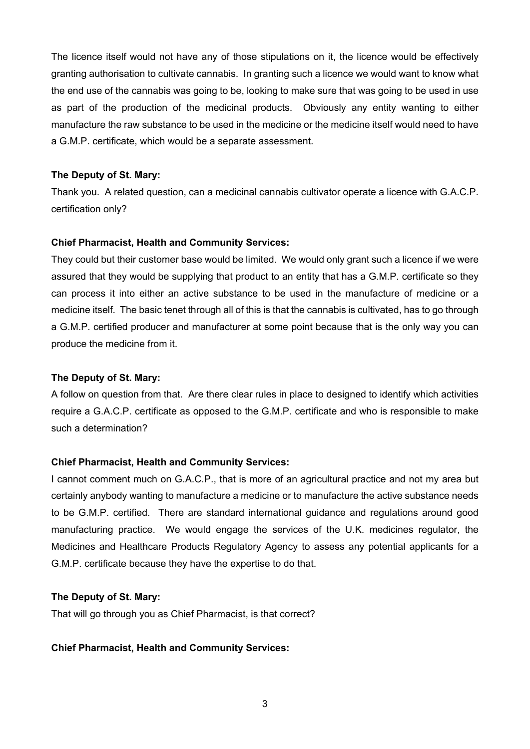The licence itself would not have any of those stipulations on it, the licence would be effectively granting authorisation to cultivate cannabis. In granting such a licence we would want to know what the end use of the cannabis was going to be, looking to make sure that was going to be used in use as part of the production of the medicinal products. Obviously any entity wanting to either manufacture the raw substance to be used in the medicine or the medicine itself would need to have a G.M.P. certificate, which would be a separate assessment.

**The Deputy of St. Mary:**

Thank you. A related question, can a medicinal cannabis cultivator operate a licence with G.A.C.P. certification only?

**Chief Pharmacist, Health and Community Services:**

They could but their customer base would be limited. We would only grant such a licence if we were assured that they would be supplying that product to an entity that has a G.M.P. certificate so they can process it into either an active substance to be used in the manufacture of medicine or a medicine itself. The basic tenet through all of this is that the cannabis is cultivated, has to go through a G.M.P. certified producer and manufacturer at some point because that is the only way you can produce the medicine from it.

**The Deputy of St. Mary:**

A follow on question from that. Are there clear rules in place to designed to identify which activities require a G.A.C.P. certificate as opposed to the G.M.P. certificate and who is responsible to make such a determination?

**Chief Pharmacist, Health and Community Services:**

I cannot comment much on G.A.C.P., that is more of an agricultural practice and not my area but certainly anybody wanting to manufacture a medicine or to manufacture the active substance needs to be G.M.P. certified. There are standard international guidance and regulations around good manufacturing practice. We would engage the services of the U.K. medicines regulator, the Medicines and Healthcare Products Regulatory Agency to assess any potential applicants for a G.M.P. certificate because they have the expertise to do that.

**The Deputy of St. Mary:**

That will go through you as Chief Pharmacist, is that correct?

**Chief Pharmacist, Health and Community Services:**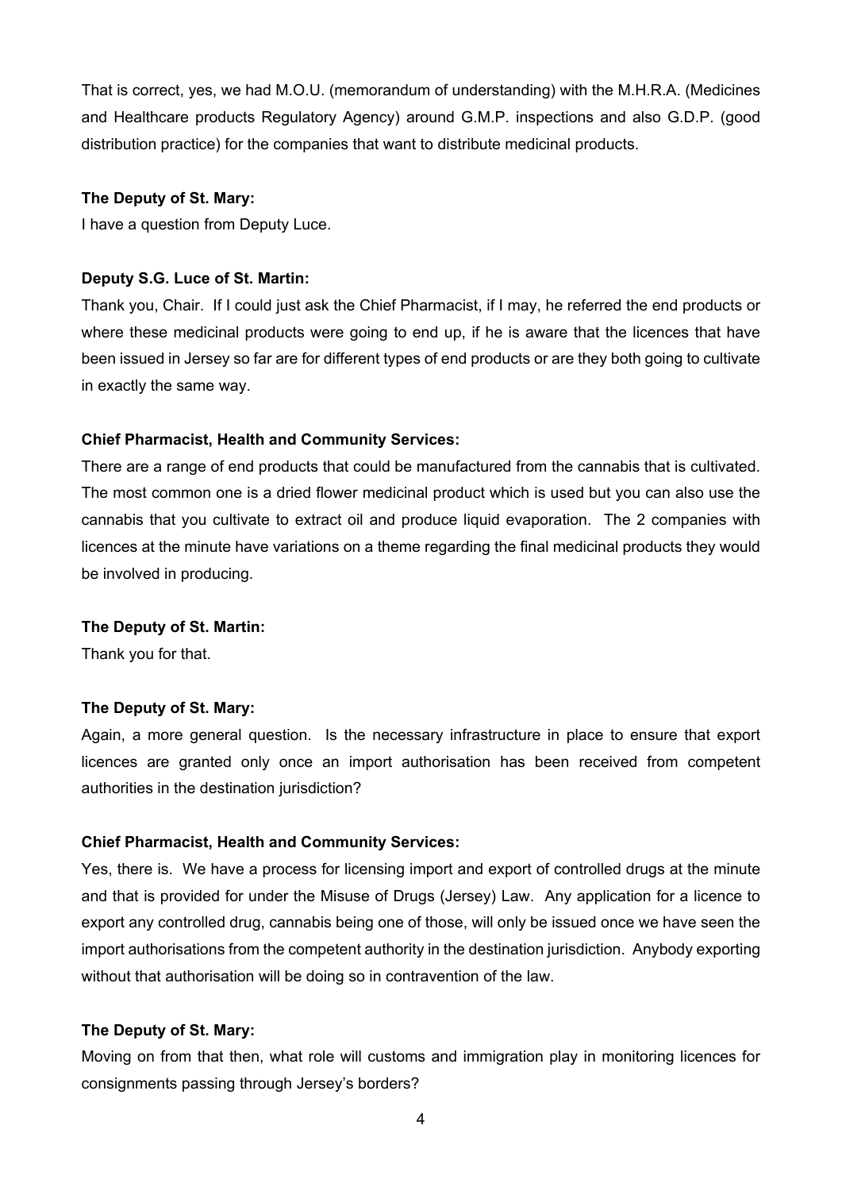That is correct, yes, we had M.O.U. (memorandum of understanding) with the M.H.R.A. (Medicines and Healthcare products Regulatory Agency) around G.M.P. inspections and also G.D.P. (good distribution practice) for the companies that want to distribute medicinal products.

**The Deputy of St. Mary:**

I have a question from Deputy Luce.

**Deputy S.G. Luce of St. Martin:**

Thank you, Chair. If I could just ask the Chief Pharmacist, if I may, he referred the end products or where these medicinal products were going to end up, if he is aware that the licences that have been issued in Jersey so far are for different types of end products or are they both going to cultivate in exactly the same way.

**Chief Pharmacist, Health and Community Services:**

There are a range of end products that could be manufactured from the cannabis that is cultivated. The most common one is a dried flower medicinal product which is used but you can also use the cannabis that you cultivate to extract oil and produce liquid evaporation. The 2 companies with licences at the minute have variations on a theme regarding the final medicinal products they would be involved in producing.

**The Deputy of St. Martin:**

Thank you for that.

**The Deputy of St. Mary:**

Again, a more general question. Is the necessary infrastructure in place to ensure that export licences are granted only once an import authorisation has been received from competent authorities in the destination jurisdiction?

**Chief Pharmacist, Health and Community Services:**

Yes, there is. We have a process for licensing import and export of controlled drugs at the minute and that is provided for under the Misuse of Drugs (Jersey) Law. Any application for a licence to export any controlled drug, cannabis being one of those, will only be issued once we have seen the import authorisations from the competent authority in the destination jurisdiction. Anybody exporting without that authorisation will be doing so in contravention of the law.

**The Deputy of St. Mary:**

Moving on from that then, what role will customs and immigration play in monitoring licences for consignments passing through Jersey's borders?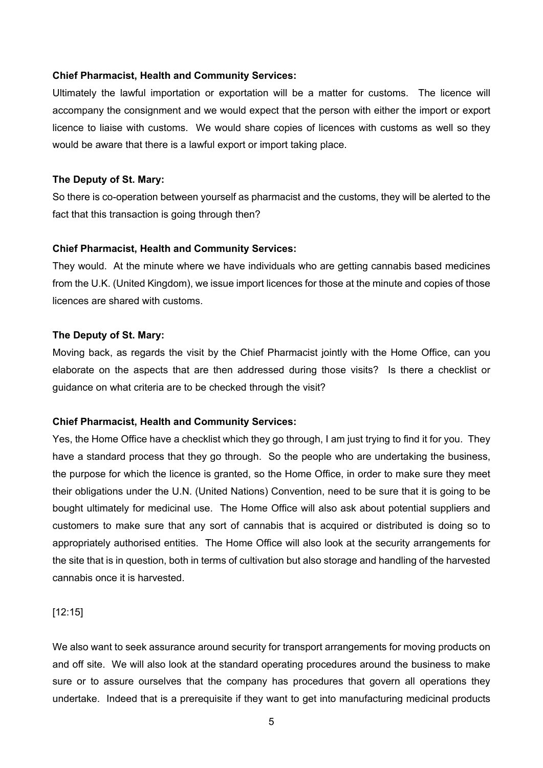**Chief Pharmacist, Health and Community Services:**

Ultimately the lawful importation or exportation will be a matter for customs. The licence will accompany the consignment and we would expect that the person with either the import or export licence to liaise with customs. We would share copies of licences with customs as well so they would be aware that there is a lawful export or import taking place.

**The Deputy of St. Mary:**

So there is co-operation between yourself as pharmacist and the customs, they will be alerted to the fact that this transaction is going through then?

**Chief Pharmacist, Health and Community Services:**

They would. At the minute where we have individuals who are getting cannabis based medicines from the U.K. (United Kingdom), we issue import licences for those at the minute and copies of those licences are shared with customs.

**The Deputy of St. Mary:**

Moving back, as regards the visit by the Chief Pharmacist jointly with the Home Office, can you elaborate on the aspects that are then addressed during those visits? Is there a checklist or guidance on what criteria are to be checked through the visit?

**Chief Pharmacist, Health and Community Services:**

Yes, the Home Office have a checklist which they go through, I am just trying to find it for you. They have a standard process that they go through. So the people who are undertaking the business, the purpose for which the licence is granted, so the Home Office, in order to make sure they meet their obligations under the U.N. (United Nations) Convention, need to be sure that it is going to be bought ultimately for medicinal use. The Home Office will also ask about potential suppliers and customers to make sure that any sort of cannabis that is acquired or distributed is doing so to appropriately authorised entities. The Home Office will also look at the security arrangements for the site that is in question, both in terms of cultivation but also storage and handling of the harvested cannabis once it is harvested.

[12:15]

We also want to seek assurance around security for transport arrangements for moving products on and off site. We will also look at the standard operating procedures around the business to make sure or to assure ourselves that the company has procedures that govern all operations they undertake. Indeed that is a prerequisite if they want to get into manufacturing medicinal products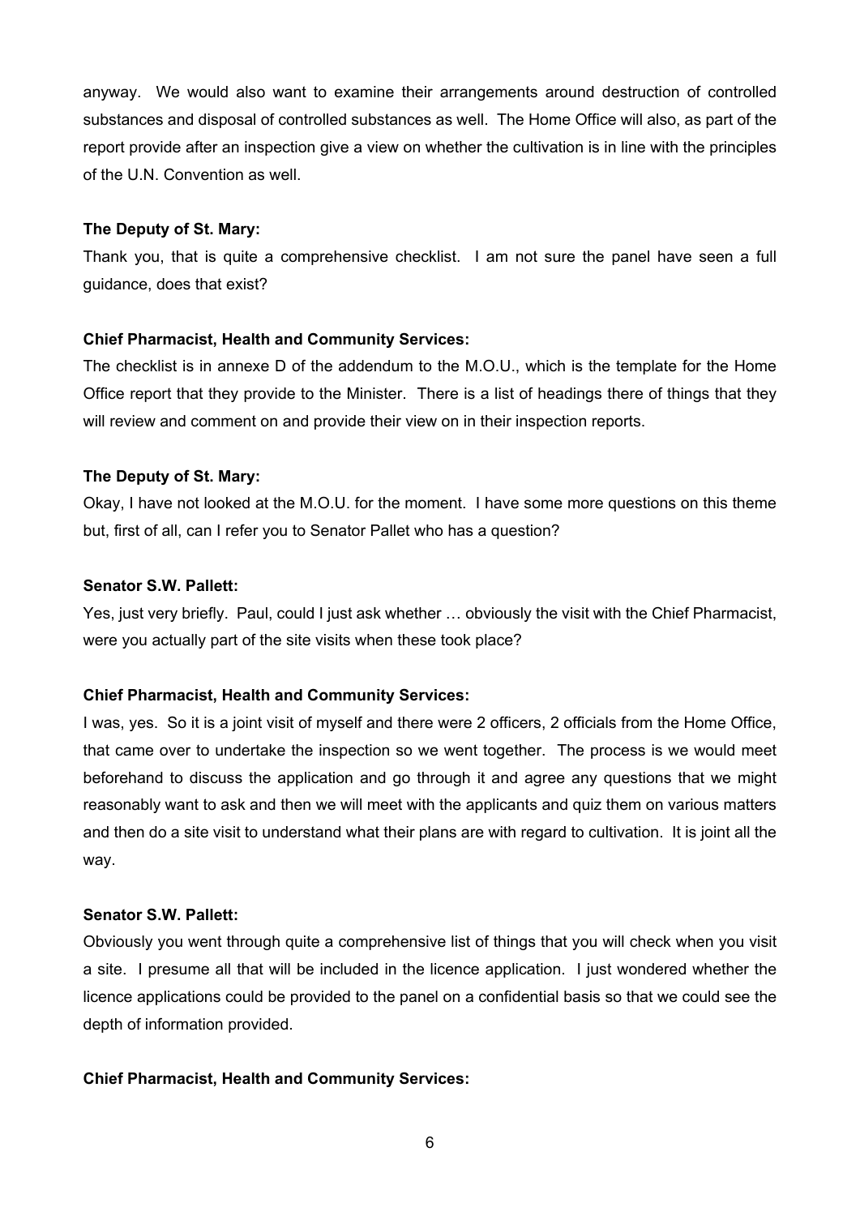anyway. We would also want to examine their arrangements around destruction of controlled substances and disposal of controlled substances as well. The Home Office will also, as part of the report provide after an inspection give a view on whether the cultivation is in line with the principles of the U.N. Convention as well.

**The Deputy of St. Mary:**

Thank you, that is quite a comprehensive checklist. I am not sure the panel have seen a full guidance, does that exist?

**Chief Pharmacist, Health and Community Services:**

The checklist is in annexe D of the addendum to the M.O.U., which is the template for the Home Office report that they provide to the Minister. There is a list of headings there of things that they will review and comment on and provide their view on in their inspection reports.

**The Deputy of St. Mary:**

Okay, I have not looked at the M.O.U. for the moment. I have some more questions on this theme but, first of all, can I refer you to Senator Pallet who has a question?

**Senator S.W. Pallett:**

Yes, just very briefly. Paul, could I just ask whether … obviously the visit with the Chief Pharmacist, were you actually part of the site visits when these took place?

**Chief Pharmacist, Health and Community Services:**

I was, yes. So it is a joint visit of myself and there were 2 officers, 2 officials from the Home Office, that came over to undertake the inspection so we went together. The process is we would meet beforehand to discuss the application and go through it and agree any questions that we might reasonably want to ask and then we will meet with the applicants and quiz them on various matters and then do a site visit to understand what their plans are with regard to cultivation. It is joint all the way.

**Senator S.W. Pallett:**

Obviously you went through quite a comprehensive list of things that you will check when you visit a site. I presume all that will be included in the licence application. I just wondered whether the licence applications could be provided to the panel on a confidential basis so that we could see the depth of information provided.

**Chief Pharmacist, Health and Community Services:**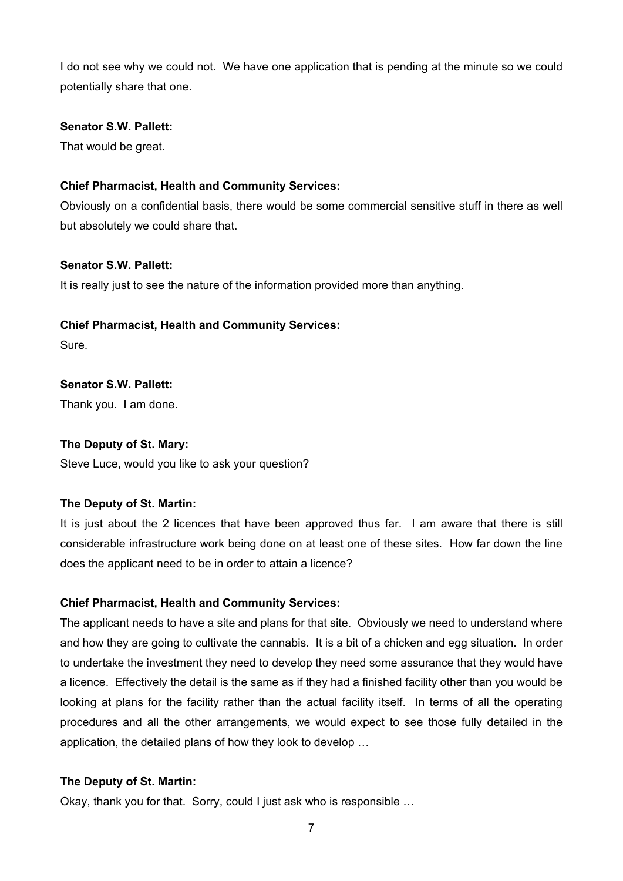I do not see why we could not. We have one application that is pending at the minute so we could potentially share that one.

**Senator S.W. Pallett:**
That would be great.

**Chief Pharmacist, Health and Community Services:**
Obviously on a confidential basis, there would be some commercial sensitive stuff in there as well but absolutely we could share that.

**Senator S.W. Pallett:**
It is really just to see the nature of the information provided more than anything.

**Chief Pharmacist, Health and Community Services:**
Sure.

**Senator S.W. Pallett:**
Thank you. I am done.

**The Deputy of St. Mary:**
Steve Luce, would you like to ask your question?

**The Deputy of St. Martin:**
It is just about the 2 licences that have been approved thus far. I am aware that there is still considerable infrastructure work being done on at least one of these sites. How far down the line does the applicant need to be in order to attain a licence?

**Chief Pharmacist, Health and Community Services:**
The applicant needs to have a site and plans for that site. Obviously we need to understand where and how they are going to cultivate the cannabis. It is a bit of a chicken and egg situation. In order to undertake the investment they need to develop they need some assurance that they would have a licence. Effectively the detail is the same as if they had a finished facility other than you would be looking at plans for the facility rather than the actual facility itself. In terms of all the operating procedures and all the other arrangements, we would expect to see those fully detailed in the application, the detailed plans of how they look to develop …

**The Deputy of St. Martin:**
Okay, thank you for that. Sorry, could I just ask who is responsible …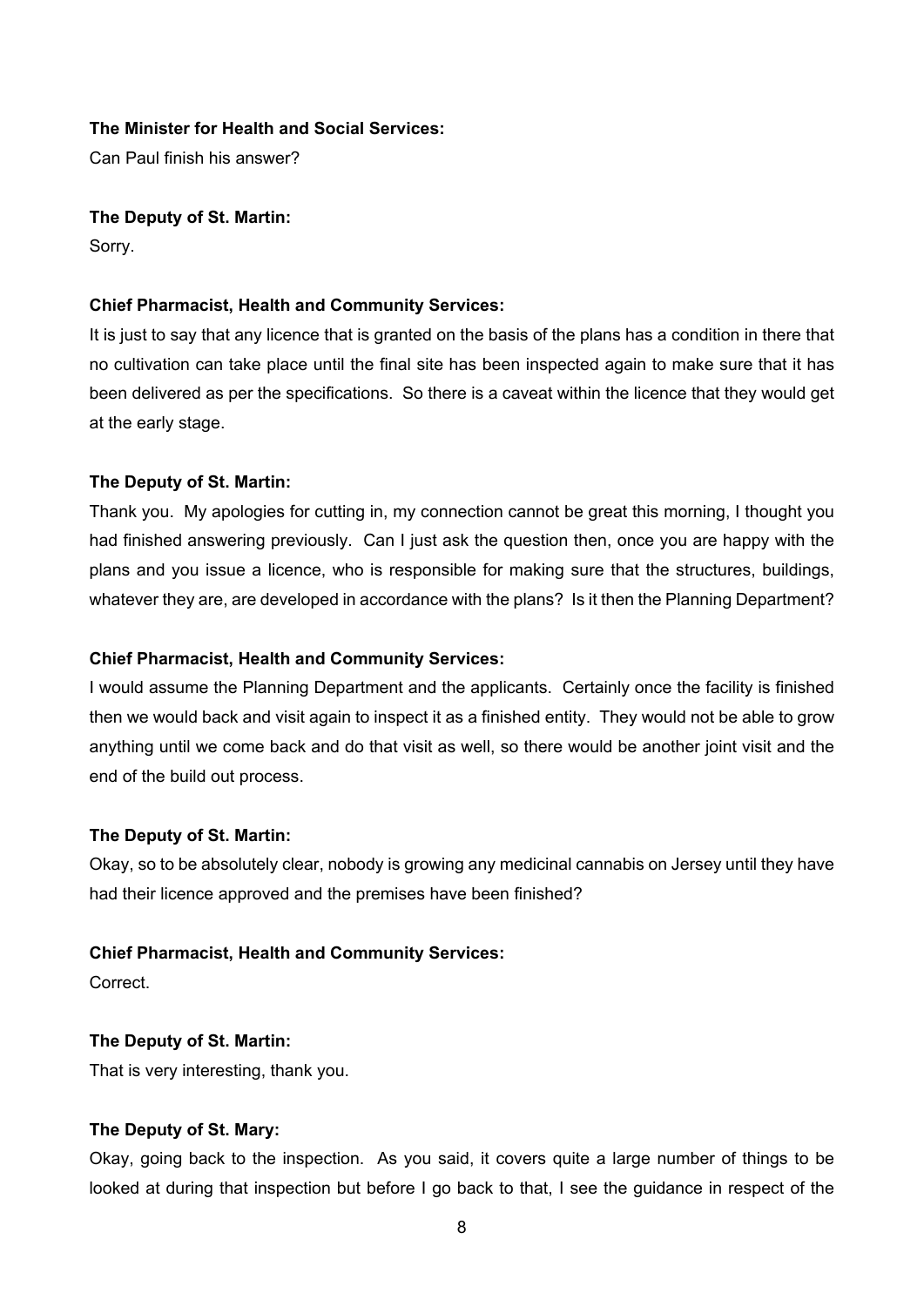**The Minister for Health and Social Services:**

Can Paul finish his answer?

**The Deputy of St. Martin:**

Sorry.

**Chief Pharmacist, Health and Community Services:**

It is just to say that any licence that is granted on the basis of the plans has a condition in there that no cultivation can take place until the final site has been inspected again to make sure that it has been delivered as per the specifications. So there is a caveat within the licence that they would get at the early stage.

**The Deputy of St. Martin:**

Thank you. My apologies for cutting in, my connection cannot be great this morning, I thought you had finished answering previously. Can I just ask the question then, once you are happy with the plans and you issue a licence, who is responsible for making sure that the structures, buildings, whatever they are, are developed in accordance with the plans? Is it then the Planning Department?

**Chief Pharmacist, Health and Community Services:**

I would assume the Planning Department and the applicants. Certainly once the facility is finished then we would back and visit again to inspect it as a finished entity. They would not be able to grow anything until we come back and do that visit as well, so there would be another joint visit and the end of the build out process.

**The Deputy of St. Martin:**

Okay, so to be absolutely clear, nobody is growing any medicinal cannabis on Jersey until they have had their licence approved and the premises have been finished?

**Chief Pharmacist, Health and Community Services:**

Correct.

**The Deputy of St. Martin:**

That is very interesting, thank you.

**The Deputy of St. Mary:**

Okay, going back to the inspection. As you said, it covers quite a large number of things to be looked at during that inspection but before I go back to that, I see the guidance in respect of the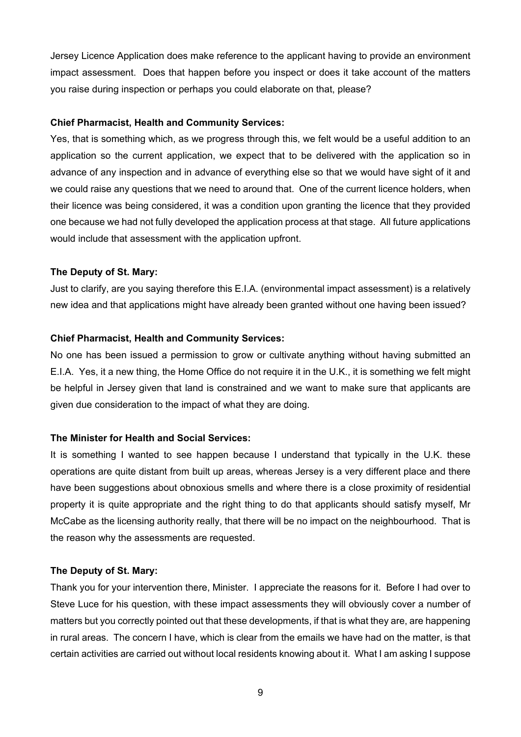Jersey Licence Application does make reference to the applicant having to provide an environment impact assessment. Does that happen before you inspect or does it take account of the matters you raise during inspection or perhaps you could elaborate on that, please?

**Chief Pharmacist, Health and Community Services:**

Yes, that is something which, as we progress through this, we felt would be a useful addition to an application so the current application, we expect that to be delivered with the application so in advance of any inspection and in advance of everything else so that we would have sight of it and we could raise any questions that we need to around that. One of the current licence holders, when their licence was being considered, it was a condition upon granting the licence that they provided one because we had not fully developed the application process at that stage. All future applications would include that assessment with the application upfront.

**The Deputy of St. Mary:**

Just to clarify, are you saying therefore this E.I.A. (environmental impact assessment) is a relatively new idea and that applications might have already been granted without one having been issued?

**Chief Pharmacist, Health and Community Services:**

No one has been issued a permission to grow or cultivate anything without having submitted an E.I.A. Yes, it a new thing, the Home Office do not require it in the U.K., it is something we felt might be helpful in Jersey given that land is constrained and we want to make sure that applicants are given due consideration to the impact of what they are doing.

**The Minister for Health and Social Services:**

It is something I wanted to see happen because I understand that typically in the U.K. these operations are quite distant from built up areas, whereas Jersey is a very different place and there have been suggestions about obnoxious smells and where there is a close proximity of residential property it is quite appropriate and the right thing to do that applicants should satisfy myself, Mr McCabe as the licensing authority really, that there will be no impact on the neighbourhood. That is the reason why the assessments are requested.

**The Deputy of St. Mary:**

Thank you for your intervention there, Minister. I appreciate the reasons for it. Before I had over to Steve Luce for his question, with these impact assessments they will obviously cover a number of matters but you correctly pointed out that these developments, if that is what they are, are happening in rural areas. The concern I have, which is clear from the emails we have had on the matter, is that certain activities are carried out without local residents knowing about it. What I am asking I suppose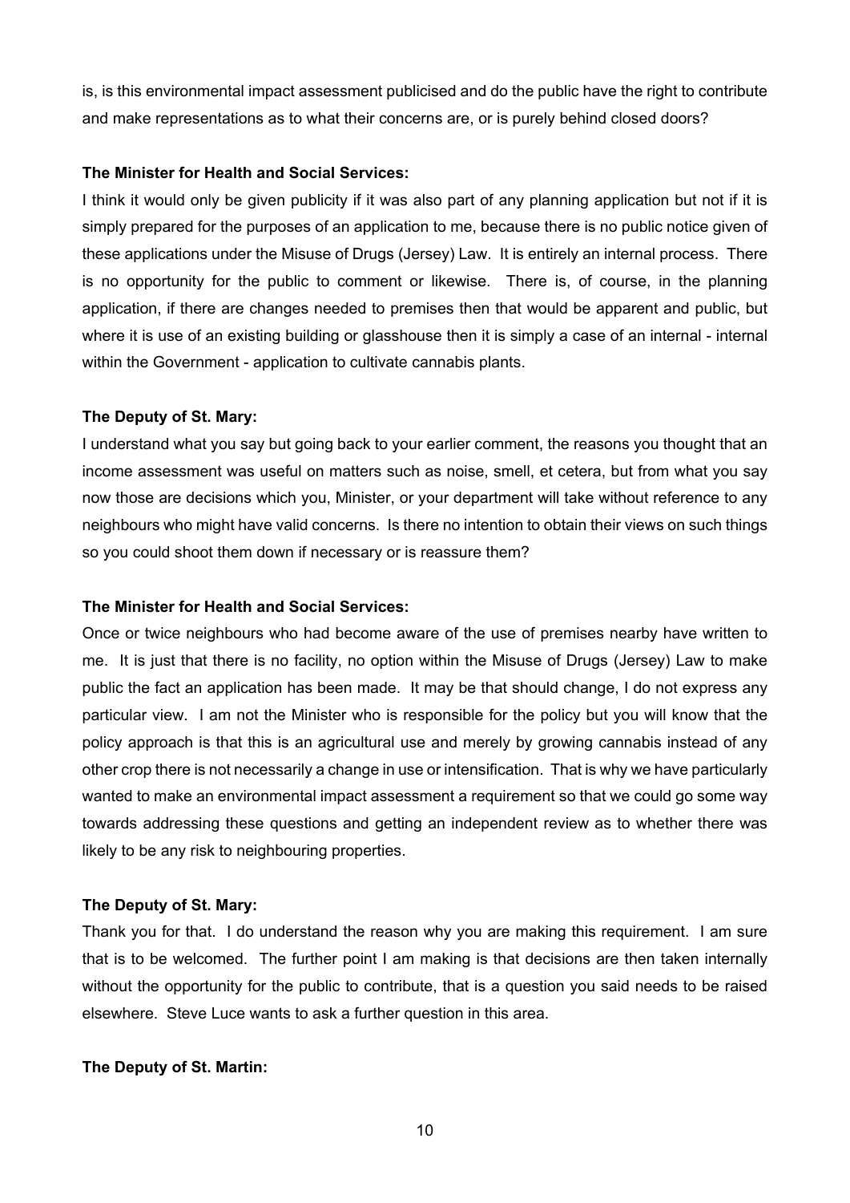is, is this environmental impact assessment publicised and do the public have the right to contribute and make representations as to what their concerns are, or is purely behind closed doors?

**The Minister for Health and Social Services:**

I think it would only be given publicity if it was also part of any planning application but not if it is simply prepared for the purposes of an application to me, because there is no public notice given of these applications under the Misuse of Drugs (Jersey) Law. It is entirely an internal process. There is no opportunity for the public to comment or likewise. There is, of course, in the planning application, if there are changes needed to premises then that would be apparent and public, but where it is use of an existing building or glasshouse then it is simply a case of an internal - internal within the Government - application to cultivate cannabis plants.

**The Deputy of St. Mary:**

I understand what you say but going back to your earlier comment, the reasons you thought that an income assessment was useful on matters such as noise, smell, et cetera, but from what you say now those are decisions which you, Minister, or your department will take without reference to any neighbours who might have valid concerns. Is there no intention to obtain their views on such things so you could shoot them down if necessary or is reassure them?

**The Minister for Health and Social Services:**

Once or twice neighbours who had become aware of the use of premises nearby have written to me. It is just that there is no facility, no option within the Misuse of Drugs (Jersey) Law to make public the fact an application has been made. It may be that should change, I do not express any particular view. I am not the Minister who is responsible for the policy but you will know that the policy approach is that this is an agricultural use and merely by growing cannabis instead of any other crop there is not necessarily a change in use or intensification. That is why we have particularly wanted to make an environmental impact assessment a requirement so that we could go some way towards addressing these questions and getting an independent review as to whether there was likely to be any risk to neighbouring properties.

**The Deputy of St. Mary:**

Thank you for that. I do understand the reason why you are making this requirement. I am sure that is to be welcomed. The further point I am making is that decisions are then taken internally without the opportunity for the public to contribute, that is a question you said needs to be raised elsewhere. Steve Luce wants to ask a further question in this area.

**The Deputy of St. Martin:**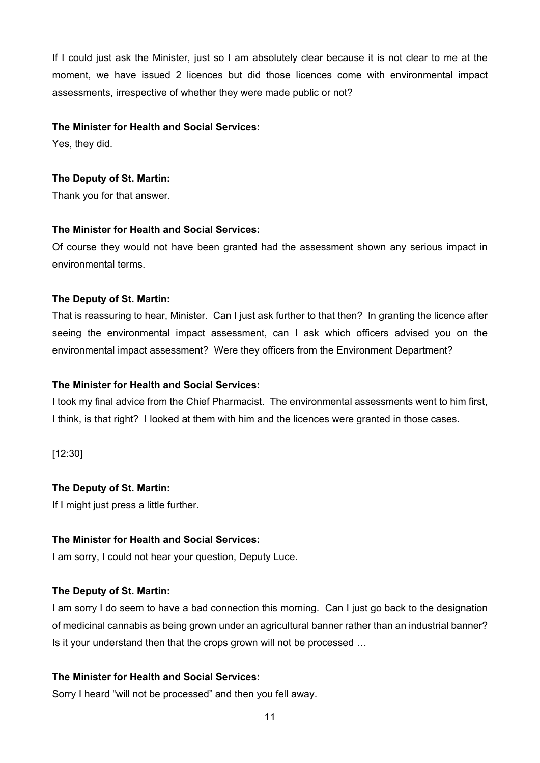If I could just ask the Minister, just so I am absolutely clear because it is not clear to me at the moment, we have issued 2 licences but did those licences come with environmental impact assessments, irrespective of whether they were made public or not?

**The Minister for Health and Social Services:**

Yes, they did.

**The Deputy of St. Martin:**

Thank you for that answer.

**The Minister for Health and Social Services:**

Of course they would not have been granted had the assessment shown any serious impact in environmental terms.

**The Deputy of St. Martin:**

That is reassuring to hear, Minister. Can I just ask further to that then? In granting the licence after seeing the environmental impact assessment, can I ask which officers advised you on the environmental impact assessment? Were they officers from the Environment Department?

**The Minister for Health and Social Services:**

I took my final advice from the Chief Pharmacist. The environmental assessments went to him first, I think, is that right? I looked at them with him and the licences were granted in those cases.

[12:30]

**The Deputy of St. Martin:**

If I might just press a little further.

**The Minister for Health and Social Services:**

I am sorry, I could not hear your question, Deputy Luce.

**The Deputy of St. Martin:**

I am sorry I do seem to have a bad connection this morning. Can I just go back to the designation of medicinal cannabis as being grown under an agricultural banner rather than an industrial banner? Is it your understand then that the crops grown will not be processed …

**The Minister for Health and Social Services:**

Sorry I heard "will not be processed" and then you fell away.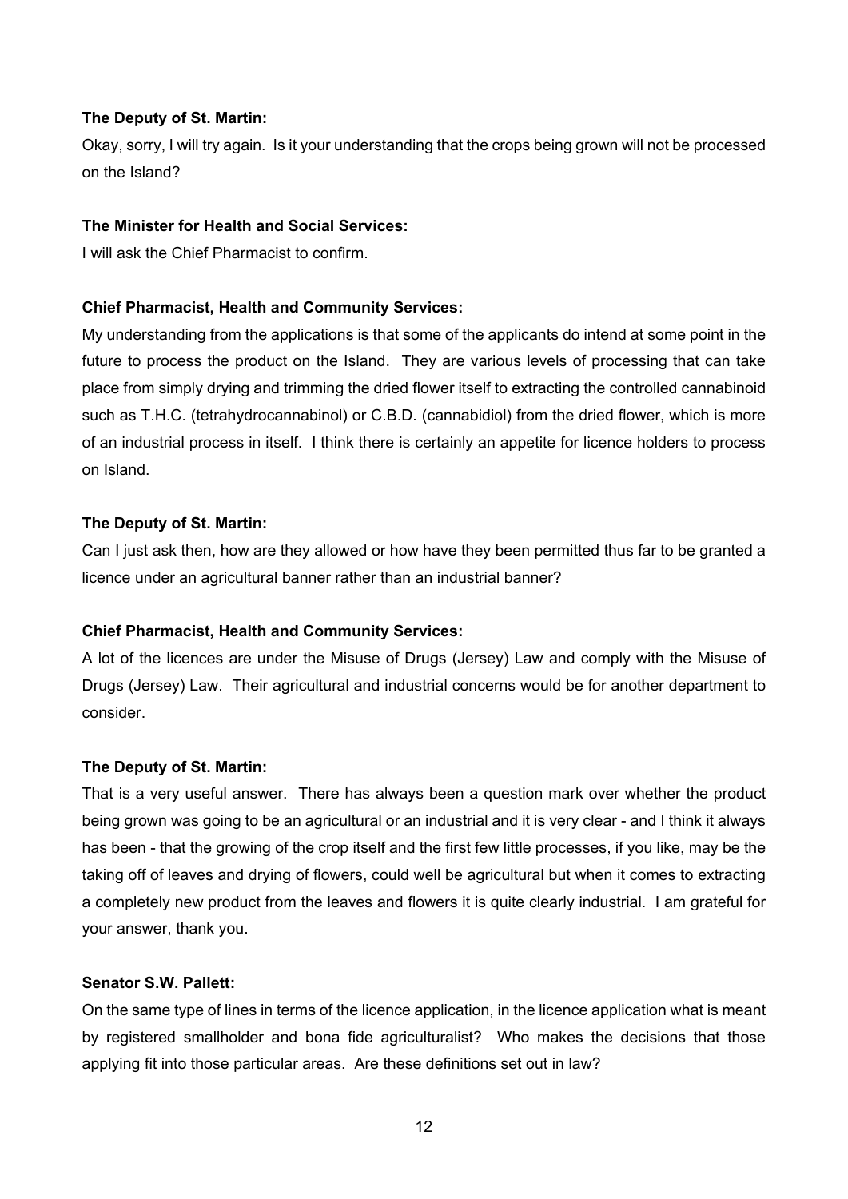**The Deputy of St. Martin:**

Okay, sorry, I will try again. Is it your understanding that the crops being grown will not be processed on the Island?

**The Minister for Health and Social Services:**

I will ask the Chief Pharmacist to confirm.

**Chief Pharmacist, Health and Community Services:**

My understanding from the applications is that some of the applicants do intend at some point in the future to process the product on the Island. They are various levels of processing that can take place from simply drying and trimming the dried flower itself to extracting the controlled cannabinoid such as T.H.C. (tetrahydrocannabinol) or C.B.D. (cannabidiol) from the dried flower, which is more of an industrial process in itself. I think there is certainly an appetite for licence holders to process on Island.

**The Deputy of St. Martin:**

Can I just ask then, how are they allowed or how have they been permitted thus far to be granted a licence under an agricultural banner rather than an industrial banner?

**Chief Pharmacist, Health and Community Services:**

A lot of the licences are under the Misuse of Drugs (Jersey) Law and comply with the Misuse of Drugs (Jersey) Law. Their agricultural and industrial concerns would be for another department to consider.

**The Deputy of St. Martin:**

That is a very useful answer. There has always been a question mark over whether the product being grown was going to be an agricultural or an industrial and it is very clear - and I think it always has been - that the growing of the crop itself and the first few little processes, if you like, may be the taking off of leaves and drying of flowers, could well be agricultural but when it comes to extracting a completely new product from the leaves and flowers it is quite clearly industrial. I am grateful for your answer, thank you.

**Senator S.W. Pallett:**

On the same type of lines in terms of the licence application, in the licence application what is meant by registered smallholder and bona fide agriculturalist? Who makes the decisions that those applying fit into those particular areas. Are these definitions set out in law?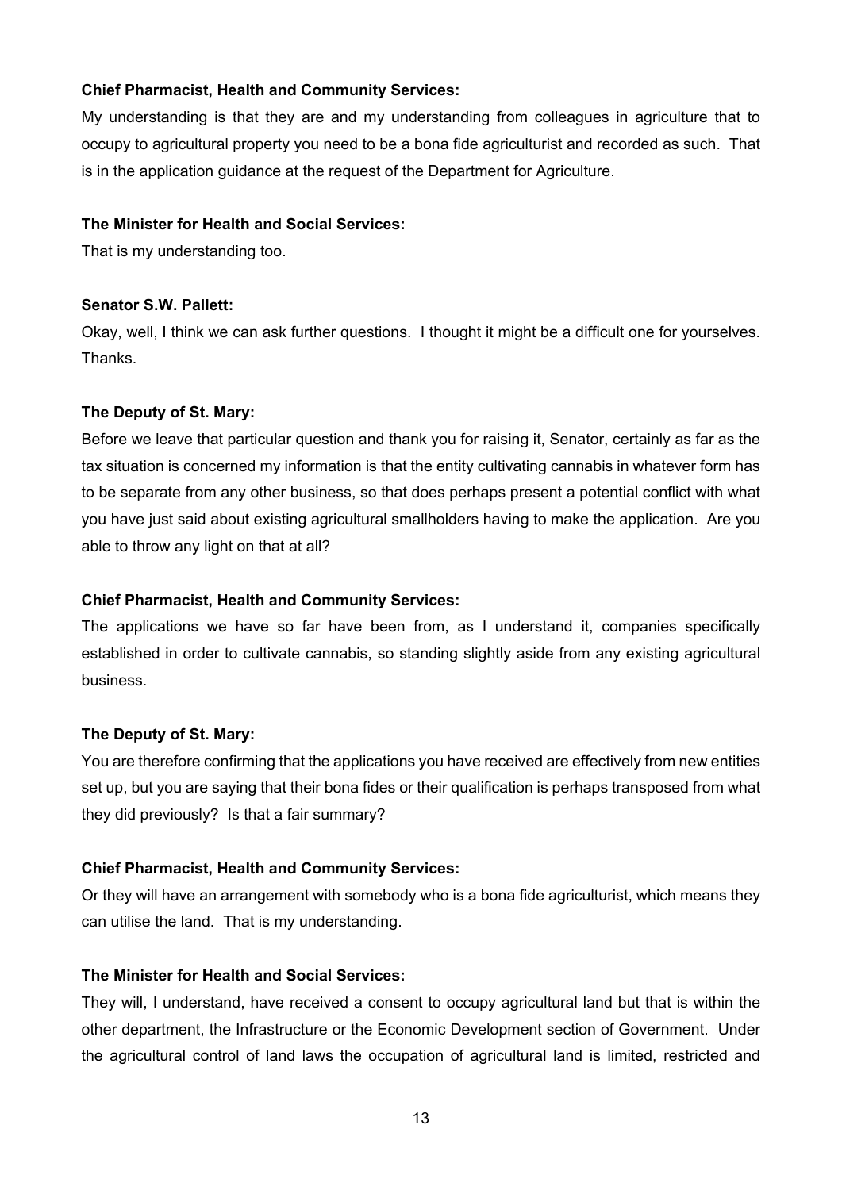**Chief Pharmacist, Health and Community Services:**

My understanding is that they are and my understanding from colleagues in agriculture that to occupy to agricultural property you need to be a bona fide agriculturist and recorded as such. That is in the application guidance at the request of the Department for Agriculture.

**The Minister for Health and Social Services:**

That is my understanding too.

**Senator S.W. Pallett:**

Okay, well, I think we can ask further questions. I thought it might be a difficult one for yourselves. Thanks.

**The Deputy of St. Mary:**

Before we leave that particular question and thank you for raising it, Senator, certainly as far as the tax situation is concerned my information is that the entity cultivating cannabis in whatever form has to be separate from any other business, so that does perhaps present a potential conflict with what you have just said about existing agricultural smallholders having to make the application. Are you able to throw any light on that at all?

**Chief Pharmacist, Health and Community Services:**

The applications we have so far have been from, as I understand it, companies specifically established in order to cultivate cannabis, so standing slightly aside from any existing agricultural business.

**The Deputy of St. Mary:**

You are therefore confirming that the applications you have received are effectively from new entities set up, but you are saying that their bona fides or their qualification is perhaps transposed from what they did previously? Is that a fair summary?

**Chief Pharmacist, Health and Community Services:**

Or they will have an arrangement with somebody who is a bona fide agriculturist, which means they can utilise the land. That is my understanding.

**The Minister for Health and Social Services:**

They will, I understand, have received a consent to occupy agricultural land but that is within the other department, the Infrastructure or the Economic Development section of Government. Under the agricultural control of land laws the occupation of agricultural land is limited, restricted and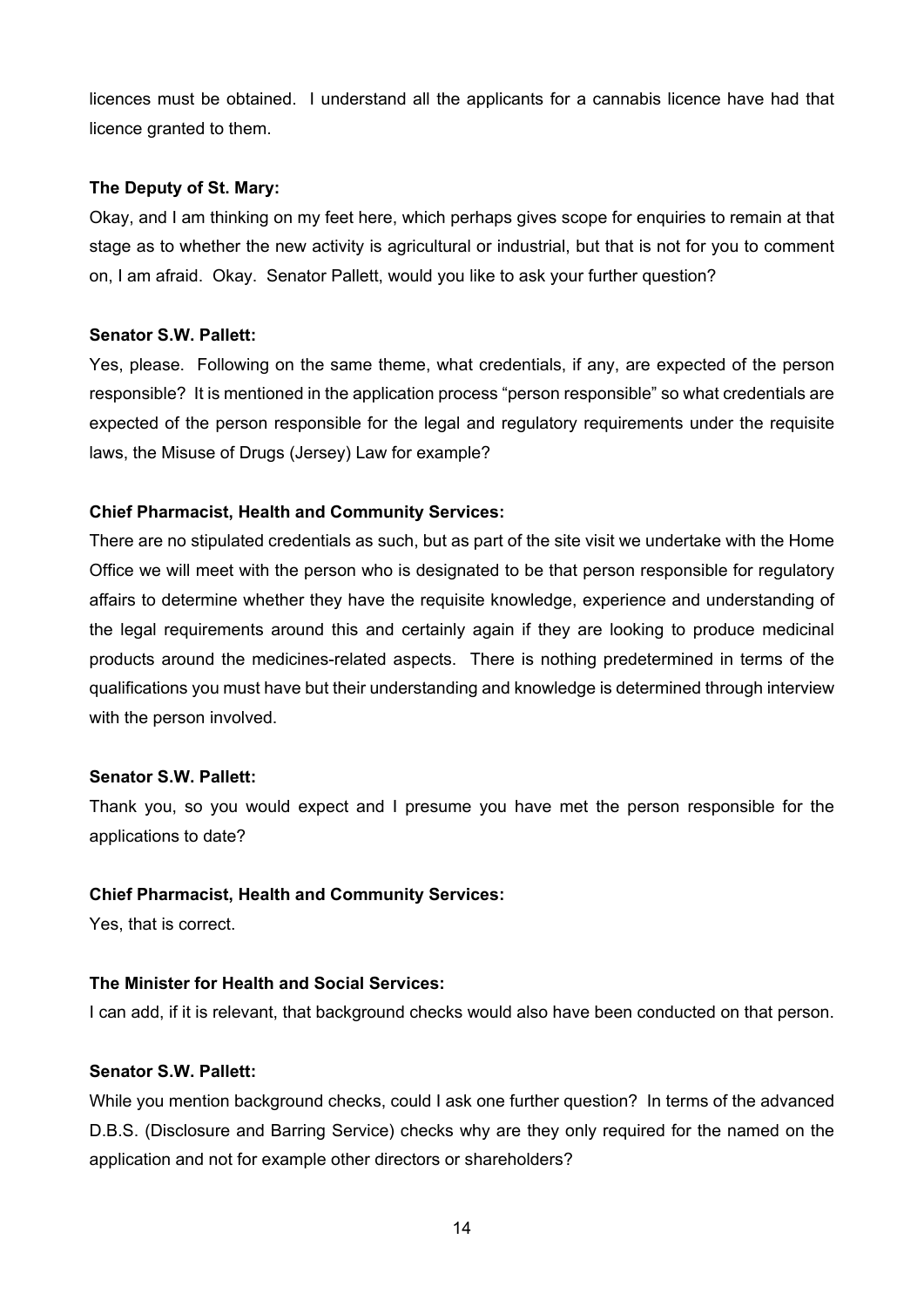licences must be obtained. I understand all the applicants for a cannabis licence have had that licence granted to them.

**The Deputy of St. Mary:**

Okay, and I am thinking on my feet here, which perhaps gives scope for enquiries to remain at that stage as to whether the new activity is agricultural or industrial, but that is not for you to comment on, I am afraid. Okay. Senator Pallett, would you like to ask your further question?

**Senator S.W. Pallett:**

Yes, please. Following on the same theme, what credentials, if any, are expected of the person responsible? It is mentioned in the application process "person responsible" so what credentials are expected of the person responsible for the legal and regulatory requirements under the requisite laws, the Misuse of Drugs (Jersey) Law for example?

**Chief Pharmacist, Health and Community Services:**

There are no stipulated credentials as such, but as part of the site visit we undertake with the Home Office we will meet with the person who is designated to be that person responsible for regulatory affairs to determine whether they have the requisite knowledge, experience and understanding of the legal requirements around this and certainly again if they are looking to produce medicinal products around the medicines-related aspects. There is nothing predetermined in terms of the qualifications you must have but their understanding and knowledge is determined through interview with the person involved.

**Senator S.W. Pallett:**

Thank you, so you would expect and I presume you have met the person responsible for the applications to date?

**Chief Pharmacist, Health and Community Services:**

Yes, that is correct.

**The Minister for Health and Social Services:**

I can add, if it is relevant, that background checks would also have been conducted on that person.

**Senator S.W. Pallett:**

While you mention background checks, could I ask one further question? In terms of the advanced D.B.S. (Disclosure and Barring Service) checks why are they only required for the named on the application and not for example other directors or shareholders?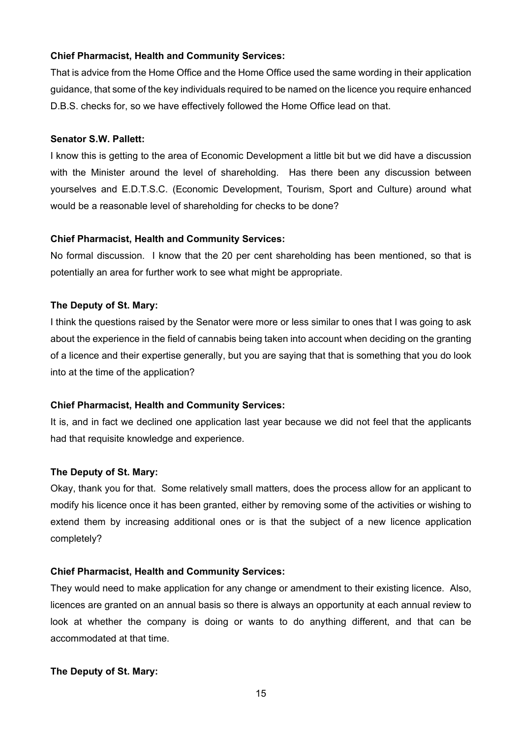**Chief Pharmacist, Health and Community Services:**

That is advice from the Home Office and the Home Office used the same wording in their application guidance, that some of the key individuals required to be named on the licence you require enhanced D.B.S. checks for, so we have effectively followed the Home Office lead on that.

**Senator S.W. Pallett:**

I know this is getting to the area of Economic Development a little bit but we did have a discussion with the Minister around the level of shareholding. Has there been any discussion between yourselves and E.D.T.S.C. (Economic Development, Tourism, Sport and Culture) around what would be a reasonable level of shareholding for checks to be done?

**Chief Pharmacist, Health and Community Services:**

No formal discussion. I know that the 20 per cent shareholding has been mentioned, so that is potentially an area for further work to see what might be appropriate.

**The Deputy of St. Mary:**

I think the questions raised by the Senator were more or less similar to ones that I was going to ask about the experience in the field of cannabis being taken into account when deciding on the granting of a licence and their expertise generally, but you are saying that that is something that you do look into at the time of the application?

**Chief Pharmacist, Health and Community Services:**

It is, and in fact we declined one application last year because we did not feel that the applicants had that requisite knowledge and experience.

**The Deputy of St. Mary:**

Okay, thank you for that. Some relatively small matters, does the process allow for an applicant to modify his licence once it has been granted, either by removing some of the activities or wishing to extend them by increasing additional ones or is that the subject of a new licence application completely?

**Chief Pharmacist, Health and Community Services:**

They would need to make application for any change or amendment to their existing licence. Also, licences are granted on an annual basis so there is always an opportunity at each annual review to look at whether the company is doing or wants to do anything different, and that can be accommodated at that time.

**The Deputy of St. Mary:**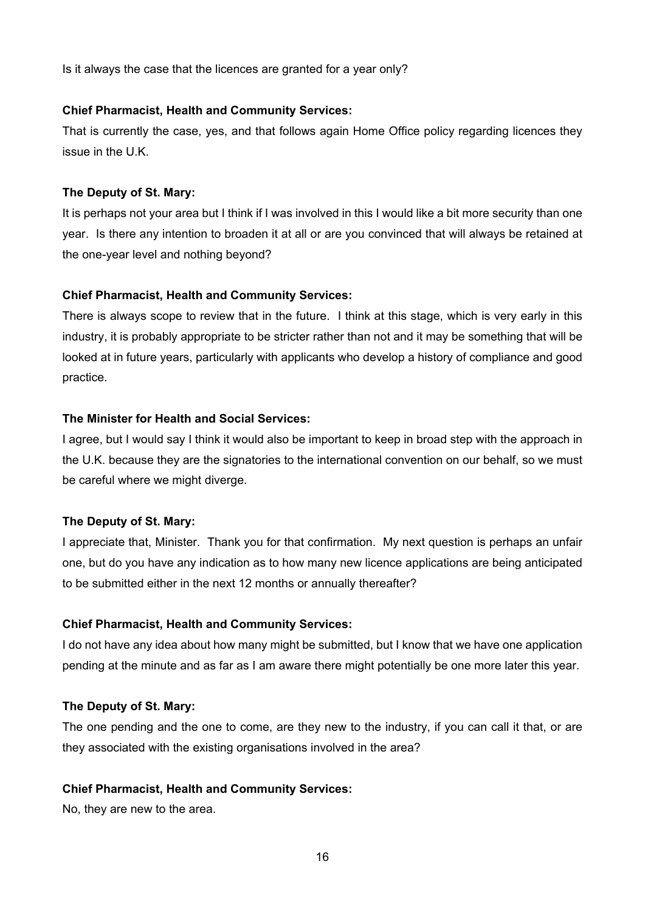Is it always the case that the licences are granted for a year only?

**Chief Pharmacist, Health and Community Services:**

That is currently the case, yes, and that follows again Home Office policy regarding licences they issue in the U.K.

**The Deputy of St. Mary:**

It is perhaps not your area but I think if I was involved in this I would like a bit more security than one year. Is there any intention to broaden it at all or are you convinced that will always be retained at the one-year level and nothing beyond?

**Chief Pharmacist, Health and Community Services:**

There is always scope to review that in the future. I think at this stage, which is very early in this industry, it is probably appropriate to be stricter rather than not and it may be something that will be looked at in future years, particularly with applicants who develop a history of compliance and good practice.

**The Minister for Health and Social Services:**

I agree, but I would say I think it would also be important to keep in broad step with the approach in the U.K. because they are the signatories to the international convention on our behalf, so we must be careful where we might diverge.

**The Deputy of St. Mary:**

I appreciate that, Minister. Thank you for that confirmation. My next question is perhaps an unfair one, but do you have any indication as to how many new licence applications are being anticipated to be submitted either in the next 12 months or annually thereafter?

**Chief Pharmacist, Health and Community Services:**

I do not have any idea about how many might be submitted, but I know that we have one application pending at the minute and as far as I am aware there might potentially be one more later this year.

**The Deputy of St. Mary:**

The one pending and the one to come, are they new to the industry, if you can call it that, or are they associated with the existing organisations involved in the area?

**Chief Pharmacist, Health and Community Services:**

No, they are new to the area.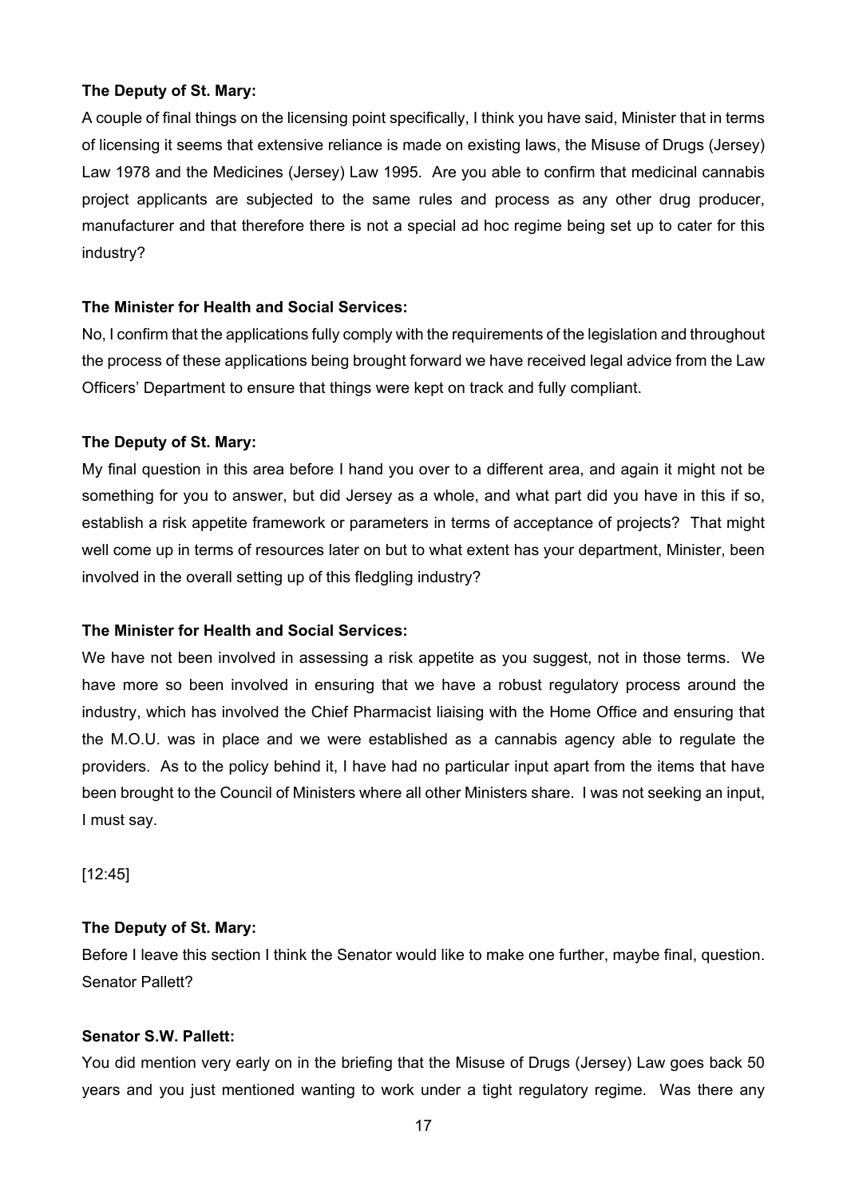**The Deputy of St. Mary:**

A couple of final things on the licensing point specifically, I think you have said, Minister that in terms of licensing it seems that extensive reliance is made on existing laws, the Misuse of Drugs (Jersey) Law 1978 and the Medicines (Jersey) Law 1995. Are you able to confirm that medicinal cannabis project applicants are subjected to the same rules and process as any other drug producer, manufacturer and that therefore there is not a special ad hoc regime being set up to cater for this industry?

**The Minister for Health and Social Services:**

No, I confirm that the applications fully comply with the requirements of the legislation and throughout the process of these applications being brought forward we have received legal advice from the Law Officers' Department to ensure that things were kept on track and fully compliant.

**The Deputy of St. Mary:**

My final question in this area before I hand you over to a different area, and again it might not be something for you to answer, but did Jersey as a whole, and what part did you have in this if so, establish a risk appetite framework or parameters in terms of acceptance of projects? That might well come up in terms of resources later on but to what extent has your department, Minister, been involved in the overall setting up of this fledgling industry?

**The Minister for Health and Social Services:**

We have not been involved in assessing a risk appetite as you suggest, not in those terms. We have more so been involved in ensuring that we have a robust regulatory process around the industry, which has involved the Chief Pharmacist liaising with the Home Office and ensuring that the M.O.U. was in place and we were established as a cannabis agency able to regulate the providers. As to the policy behind it, I have had no particular input apart from the items that have been brought to the Council of Ministers where all other Ministers share. I was not seeking an input, I must say.

[12:45]

**The Deputy of St. Mary:**

Before I leave this section I think the Senator would like to make one further, maybe final, question. Senator Pallett?

**Senator S.W. Pallett:**

You did mention very early on in the briefing that the Misuse of Drugs (Jersey) Law goes back 50 years and you just mentioned wanting to work under a tight regulatory regime. Was there any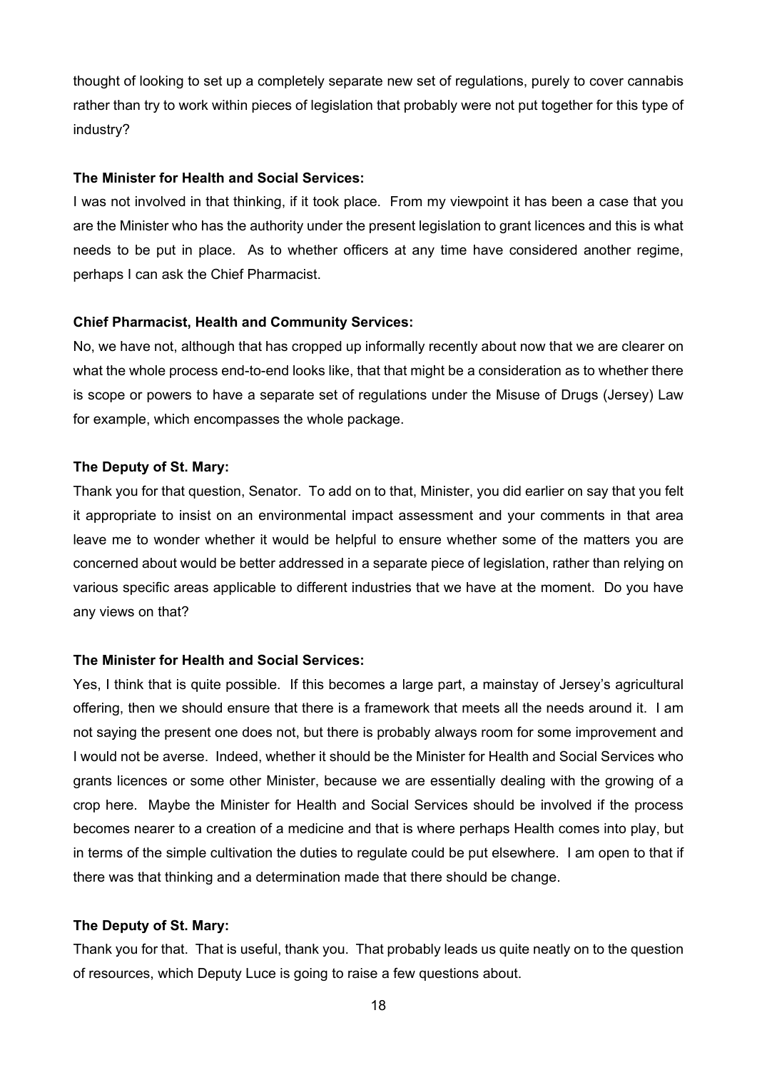thought of looking to set up a completely separate new set of regulations, purely to cover cannabis rather than try to work within pieces of legislation that probably were not put together for this type of industry?

**The Minister for Health and Social Services:**

I was not involved in that thinking, if it took place. From my viewpoint it has been a case that you are the Minister who has the authority under the present legislation to grant licences and this is what needs to be put in place. As to whether officers at any time have considered another regime, perhaps I can ask the Chief Pharmacist.

**Chief Pharmacist, Health and Community Services:**

No, we have not, although that has cropped up informally recently about now that we are clearer on what the whole process end-to-end looks like, that that might be a consideration as to whether there is scope or powers to have a separate set of regulations under the Misuse of Drugs (Jersey) Law for example, which encompasses the whole package.

**The Deputy of St. Mary:**

Thank you for that question, Senator. To add on to that, Minister, you did earlier on say that you felt it appropriate to insist on an environmental impact assessment and your comments in that area leave me to wonder whether it would be helpful to ensure whether some of the matters you are concerned about would be better addressed in a separate piece of legislation, rather than relying on various specific areas applicable to different industries that we have at the moment. Do you have any views on that?

**The Minister for Health and Social Services:**

Yes, I think that is quite possible. If this becomes a large part, a mainstay of Jersey's agricultural offering, then we should ensure that there is a framework that meets all the needs around it. I am not saying the present one does not, but there is probably always room for some improvement and I would not be averse. Indeed, whether it should be the Minister for Health and Social Services who grants licences or some other Minister, because we are essentially dealing with the growing of a crop here. Maybe the Minister for Health and Social Services should be involved if the process becomes nearer to a creation of a medicine and that is where perhaps Health comes into play, but in terms of the simple cultivation the duties to regulate could be put elsewhere. I am open to that if there was that thinking and a determination made that there should be change.

**The Deputy of St. Mary:**

Thank you for that. That is useful, thank you. That probably leads us quite neatly on to the question of resources, which Deputy Luce is going to raise a few questions about.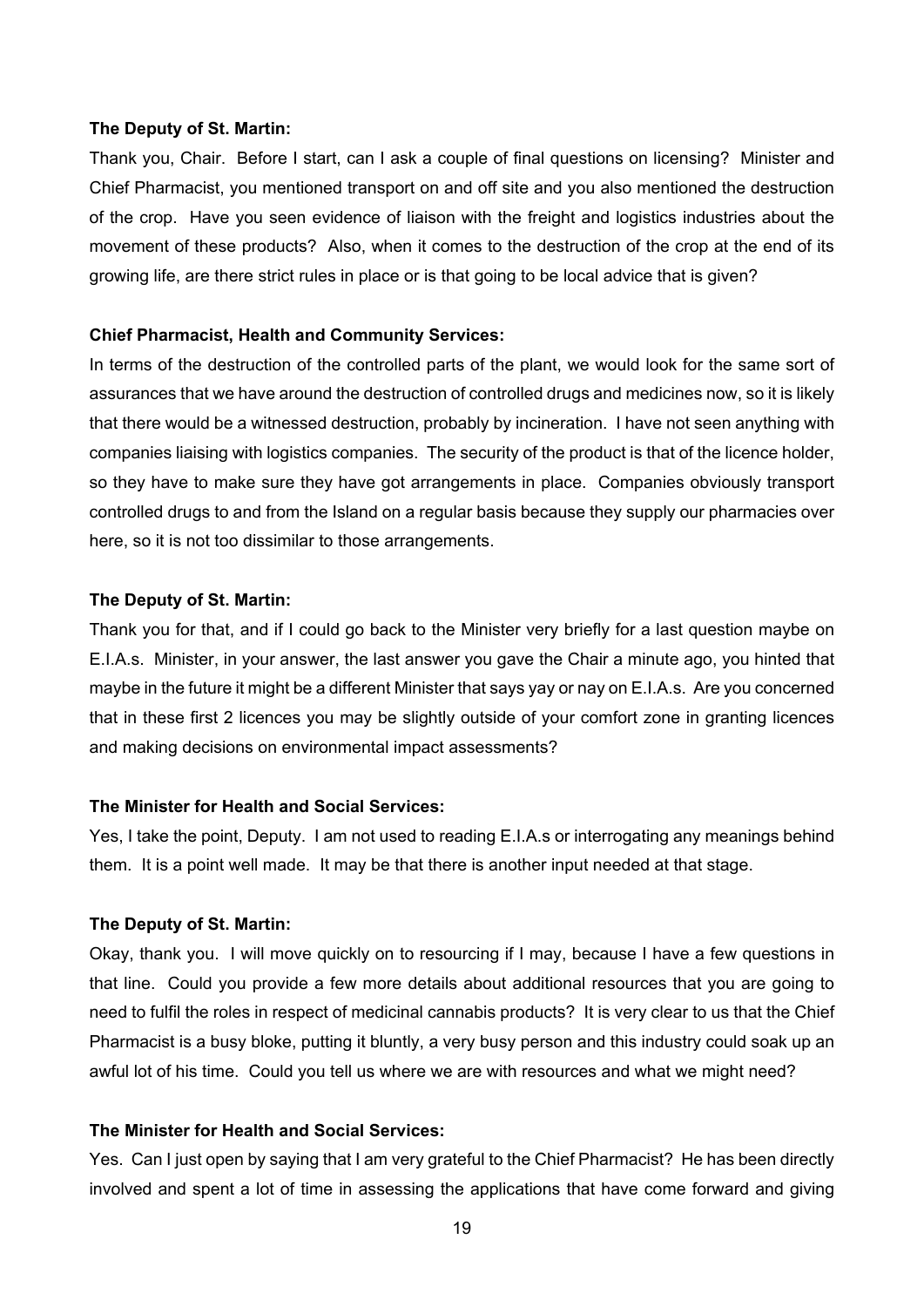**The Deputy of St. Martin:**

Thank you, Chair. Before I start, can I ask a couple of final questions on licensing? Minister and Chief Pharmacist, you mentioned transport on and off site and you also mentioned the destruction of the crop. Have you seen evidence of liaison with the freight and logistics industries about the movement of these products? Also, when it comes to the destruction of the crop at the end of its growing life, are there strict rules in place or is that going to be local advice that is given?

**Chief Pharmacist, Health and Community Services:**

In terms of the destruction of the controlled parts of the plant, we would look for the same sort of assurances that we have around the destruction of controlled drugs and medicines now, so it is likely that there would be a witnessed destruction, probably by incineration. I have not seen anything with companies liaising with logistics companies. The security of the product is that of the licence holder, so they have to make sure they have got arrangements in place. Companies obviously transport controlled drugs to and from the Island on a regular basis because they supply our pharmacies over here, so it is not too dissimilar to those arrangements.

**The Deputy of St. Martin:**

Thank you for that, and if I could go back to the Minister very briefly for a last question maybe on E.I.A.s. Minister, in your answer, the last answer you gave the Chair a minute ago, you hinted that maybe in the future it might be a different Minister that says yay or nay on E.I.A.s. Are you concerned that in these first 2 licences you may be slightly outside of your comfort zone in granting licences and making decisions on environmental impact assessments?

**The Minister for Health and Social Services:**

Yes, I take the point, Deputy. I am not used to reading E.I.A.s or interrogating any meanings behind them. It is a point well made. It may be that there is another input needed at that stage.

**The Deputy of St. Martin:**

Okay, thank you. I will move quickly on to resourcing if I may, because I have a few questions in that line. Could you provide a few more details about additional resources that you are going to need to fulfil the roles in respect of medicinal cannabis products? It is very clear to us that the Chief Pharmacist is a busy bloke, putting it bluntly, a very busy person and this industry could soak up an awful lot of his time. Could you tell us where we are with resources and what we might need?

**The Minister for Health and Social Services:**

Yes. Can I just open by saying that I am very grateful to the Chief Pharmacist? He has been directly involved and spent a lot of time in assessing the applications that have come forward and giving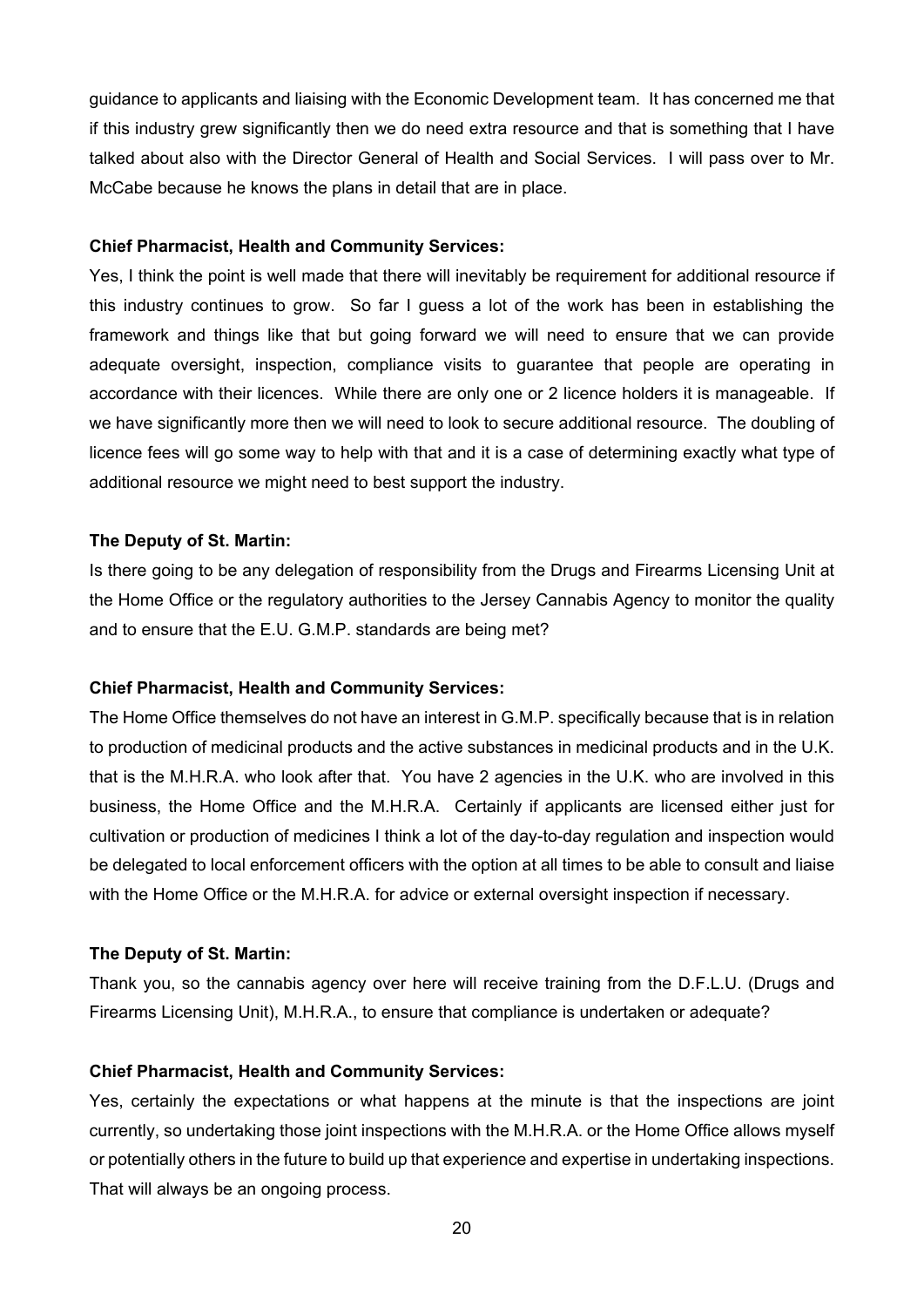guidance to applicants and liaising with the Economic Development team. It has concerned me that if this industry grew significantly then we do need extra resource and that is something that I have talked about also with the Director General of Health and Social Services. I will pass over to Mr. McCabe because he knows the plans in detail that are in place.

**Chief Pharmacist, Health and Community Services:**

Yes, I think the point is well made that there will inevitably be requirement for additional resource if this industry continues to grow. So far I guess a lot of the work has been in establishing the framework and things like that but going forward we will need to ensure that we can provide adequate oversight, inspection, compliance visits to guarantee that people are operating in accordance with their licences. While there are only one or 2 licence holders it is manageable. If we have significantly more then we will need to look to secure additional resource. The doubling of licence fees will go some way to help with that and it is a case of determining exactly what type of additional resource we might need to best support the industry.

**The Deputy of St. Martin:**

Is there going to be any delegation of responsibility from the Drugs and Firearms Licensing Unit at the Home Office or the regulatory authorities to the Jersey Cannabis Agency to monitor the quality and to ensure that the E.U. G.M.P. standards are being met?

**Chief Pharmacist, Health and Community Services:**

The Home Office themselves do not have an interest in G.M.P. specifically because that is in relation to production of medicinal products and the active substances in medicinal products and in the U.K. that is the M.H.R.A. who look after that. You have 2 agencies in the U.K. who are involved in this business, the Home Office and the M.H.R.A. Certainly if applicants are licensed either just for cultivation or production of medicines I think a lot of the day-to-day regulation and inspection would be delegated to local enforcement officers with the option at all times to be able to consult and liaise with the Home Office or the M.H.R.A. for advice or external oversight inspection if necessary.

**The Deputy of St. Martin:**

Thank you, so the cannabis agency over here will receive training from the D.F.L.U. (Drugs and Firearms Licensing Unit), M.H.R.A., to ensure that compliance is undertaken or adequate?

**Chief Pharmacist, Health and Community Services:**

Yes, certainly the expectations or what happens at the minute is that the inspections are joint currently, so undertaking those joint inspections with the M.H.R.A. or the Home Office allows myself or potentially others in the future to build up that experience and expertise in undertaking inspections. That will always be an ongoing process.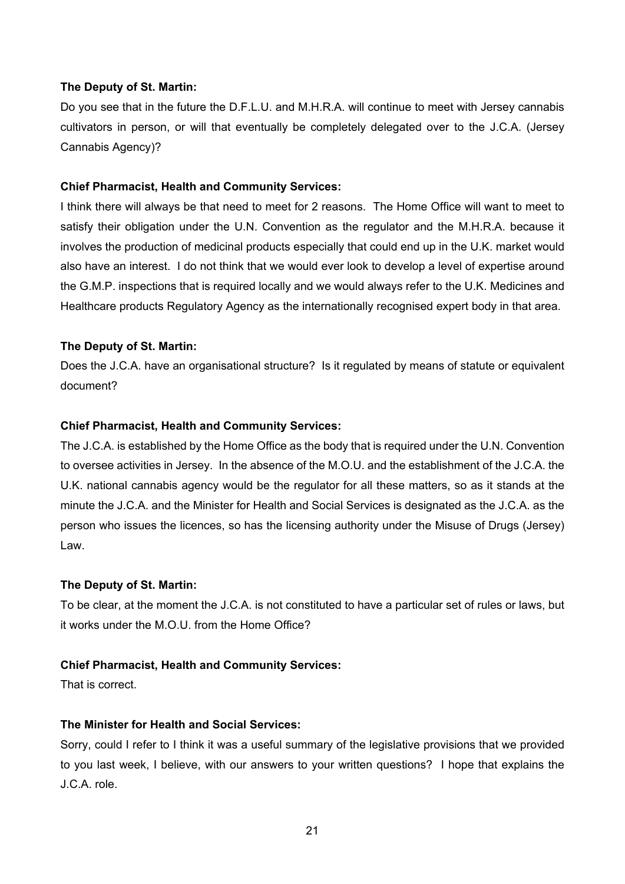**The Deputy of St. Martin:**

Do you see that in the future the D.F.L.U. and M.H.R.A. will continue to meet with Jersey cannabis cultivators in person, or will that eventually be completely delegated over to the J.C.A. (Jersey Cannabis Agency)?

**Chief Pharmacist, Health and Community Services:**

I think there will always be that need to meet for 2 reasons. The Home Office will want to meet to satisfy their obligation under the U.N. Convention as the regulator and the M.H.R.A. because it involves the production of medicinal products especially that could end up in the U.K. market would also have an interest. I do not think that we would ever look to develop a level of expertise around the G.M.P. inspections that is required locally and we would always refer to the U.K. Medicines and Healthcare products Regulatory Agency as the internationally recognised expert body in that area.

**The Deputy of St. Martin:**

Does the J.C.A. have an organisational structure? Is it regulated by means of statute or equivalent document?

**Chief Pharmacist, Health and Community Services:**

The J.C.A. is established by the Home Office as the body that is required under the U.N. Convention to oversee activities in Jersey. In the absence of the M.O.U. and the establishment of the J.C.A. the U.K. national cannabis agency would be the regulator for all these matters, so as it stands at the minute the J.C.A. and the Minister for Health and Social Services is designated as the J.C.A. as the person who issues the licences, so has the licensing authority under the Misuse of Drugs (Jersey) Law.

**The Deputy of St. Martin:**

To be clear, at the moment the J.C.A. is not constituted to have a particular set of rules or laws, but it works under the M.O.U. from the Home Office?

**Chief Pharmacist, Health and Community Services:**

That is correct.

**The Minister for Health and Social Services:**

Sorry, could I refer to I think it was a useful summary of the legislative provisions that we provided to you last week, I believe, with our answers to your written questions? I hope that explains the J.C.A. role.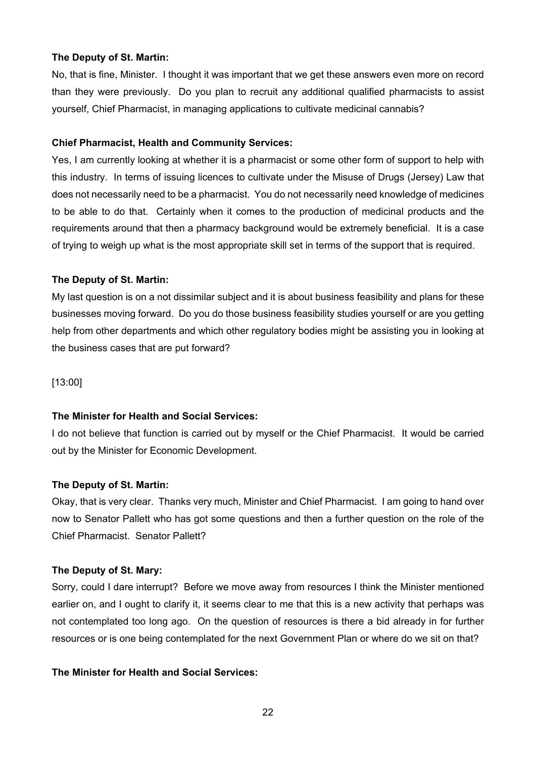**The Deputy of St. Martin:**

No, that is fine, Minister. I thought it was important that we get these answers even more on record than they were previously. Do you plan to recruit any additional qualified pharmacists to assist yourself, Chief Pharmacist, in managing applications to cultivate medicinal cannabis?

**Chief Pharmacist, Health and Community Services:**

Yes, I am currently looking at whether it is a pharmacist or some other form of support to help with this industry. In terms of issuing licences to cultivate under the Misuse of Drugs (Jersey) Law that does not necessarily need to be a pharmacist. You do not necessarily need knowledge of medicines to be able to do that. Certainly when it comes to the production of medicinal products and the requirements around that then a pharmacy background would be extremely beneficial. It is a case of trying to weigh up what is the most appropriate skill set in terms of the support that is required.

**The Deputy of St. Martin:**

My last question is on a not dissimilar subject and it is about business feasibility and plans for these businesses moving forward. Do you do those business feasibility studies yourself or are you getting help from other departments and which other regulatory bodies might be assisting you in looking at the business cases that are put forward?

[13:00]

**The Minister for Health and Social Services:**

I do not believe that function is carried out by myself or the Chief Pharmacist. It would be carried out by the Minister for Economic Development.

**The Deputy of St. Martin:**

Okay, that is very clear. Thanks very much, Minister and Chief Pharmacist. I am going to hand over now to Senator Pallett who has got some questions and then a further question on the role of the Chief Pharmacist. Senator Pallett?

**The Deputy of St. Mary:**

Sorry, could I dare interrupt? Before we move away from resources I think the Minister mentioned earlier on, and I ought to clarify it, it seems clear to me that this is a new activity that perhaps was not contemplated too long ago. On the question of resources is there a bid already in for further resources or is one being contemplated for the next Government Plan or where do we sit on that?

**The Minister for Health and Social Services:**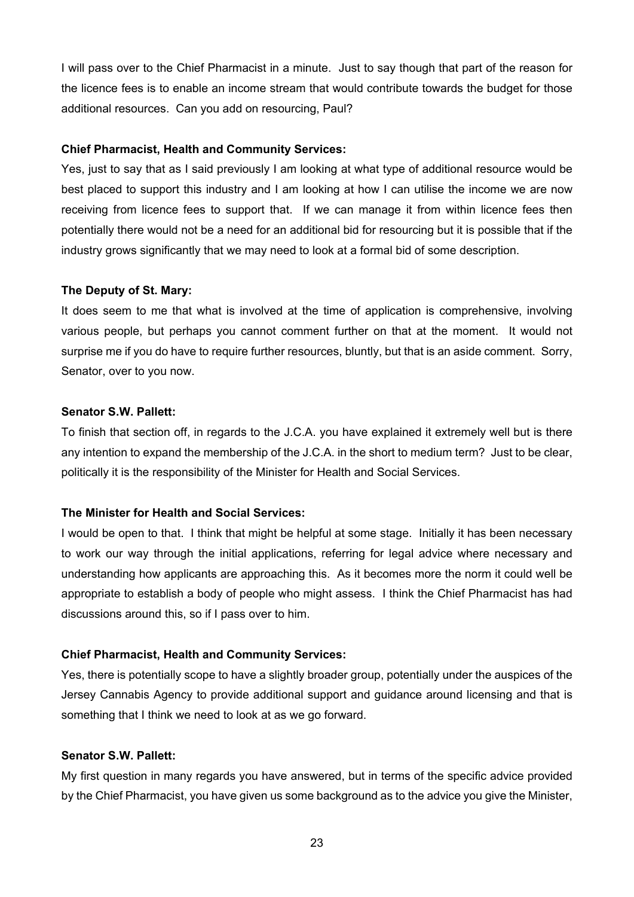I will pass over to the Chief Pharmacist in a minute. Just to say though that part of the reason for the licence fees is to enable an income stream that would contribute towards the budget for those additional resources. Can you add on resourcing, Paul?

**Chief Pharmacist, Health and Community Services:**

Yes, just to say that as I said previously I am looking at what type of additional resource would be best placed to support this industry and I am looking at how I can utilise the income we are now receiving from licence fees to support that. If we can manage it from within licence fees then potentially there would not be a need for an additional bid for resourcing but it is possible that if the industry grows significantly that we may need to look at a formal bid of some description.

**The Deputy of St. Mary:**

It does seem to me that what is involved at the time of application is comprehensive, involving various people, but perhaps you cannot comment further on that at the moment. It would not surprise me if you do have to require further resources, bluntly, but that is an aside comment. Sorry, Senator, over to you now.

**Senator S.W. Pallett:**

To finish that section off, in regards to the J.C.A. you have explained it extremely well but is there any intention to expand the membership of the J.C.A. in the short to medium term? Just to be clear, politically it is the responsibility of the Minister for Health and Social Services.

**The Minister for Health and Social Services:**

I would be open to that. I think that might be helpful at some stage. Initially it has been necessary to work our way through the initial applications, referring for legal advice where necessary and understanding how applicants are approaching this. As it becomes more the norm it could well be appropriate to establish a body of people who might assess. I think the Chief Pharmacist has had discussions around this, so if I pass over to him.

**Chief Pharmacist, Health and Community Services:**

Yes, there is potentially scope to have a slightly broader group, potentially under the auspices of the Jersey Cannabis Agency to provide additional support and guidance around licensing and that is something that I think we need to look at as we go forward.

**Senator S.W. Pallett:**

My first question in many regards you have answered, but in terms of the specific advice provided by the Chief Pharmacist, you have given us some background as to the advice you give the Minister,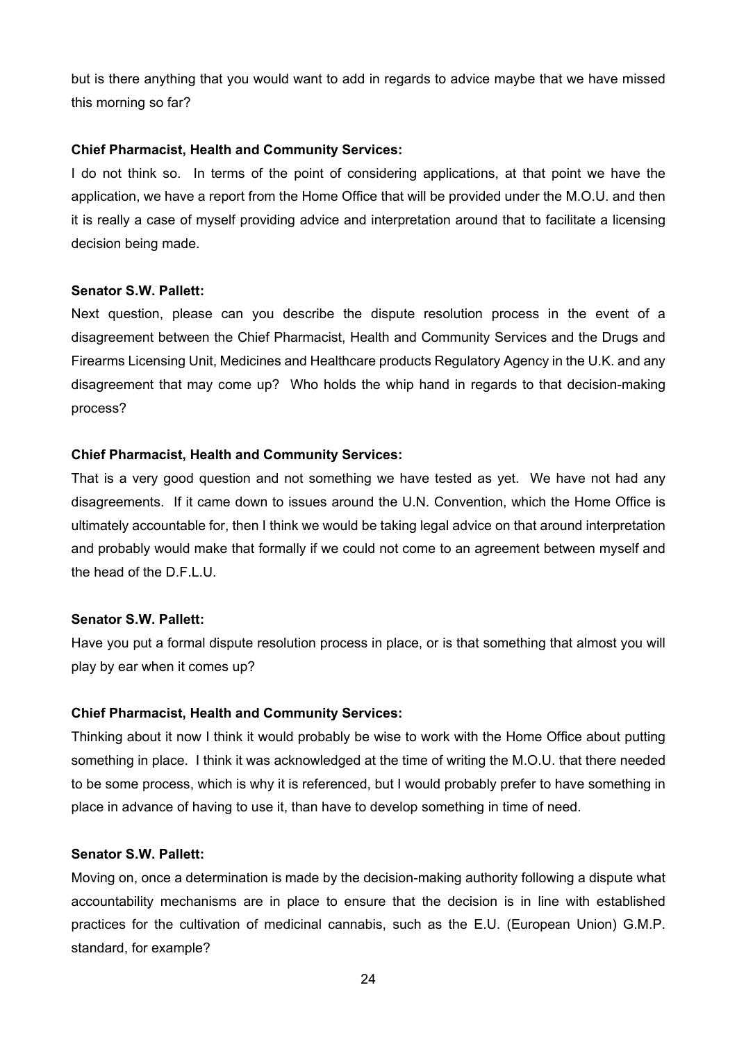but is there anything that you would want to add in regards to advice maybe that we have missed this morning so far?

**Chief Pharmacist, Health and Community Services:**

I do not think so. In terms of the point of considering applications, at that point we have the application, we have a report from the Home Office that will be provided under the M.O.U. and then it is really a case of myself providing advice and interpretation around that to facilitate a licensing decision being made.

**Senator S.W. Pallett:**

Next question, please can you describe the dispute resolution process in the event of a disagreement between the Chief Pharmacist, Health and Community Services and the Drugs and Firearms Licensing Unit, Medicines and Healthcare products Regulatory Agency in the U.K. and any disagreement that may come up? Who holds the whip hand in regards to that decision-making process?

**Chief Pharmacist, Health and Community Services:**

That is a very good question and not something we have tested as yet. We have not had any disagreements. If it came down to issues around the U.N. Convention, which the Home Office is ultimately accountable for, then I think we would be taking legal advice on that around interpretation and probably would make that formally if we could not come to an agreement between myself and the head of the D.F.L.U.

**Senator S.W. Pallett:**

Have you put a formal dispute resolution process in place, or is that something that almost you will play by ear when it comes up?

**Chief Pharmacist, Health and Community Services:**

Thinking about it now I think it would probably be wise to work with the Home Office about putting something in place. I think it was acknowledged at the time of writing the M.O.U. that there needed to be some process, which is why it is referenced, but I would probably prefer to have something in place in advance of having to use it, than have to develop something in time of need.

**Senator S.W. Pallett:**

Moving on, once a determination is made by the decision-making authority following a dispute what accountability mechanisms are in place to ensure that the decision is in line with established practices for the cultivation of medicinal cannabis, such as the E.U. (European Union) G.M.P. standard, for example?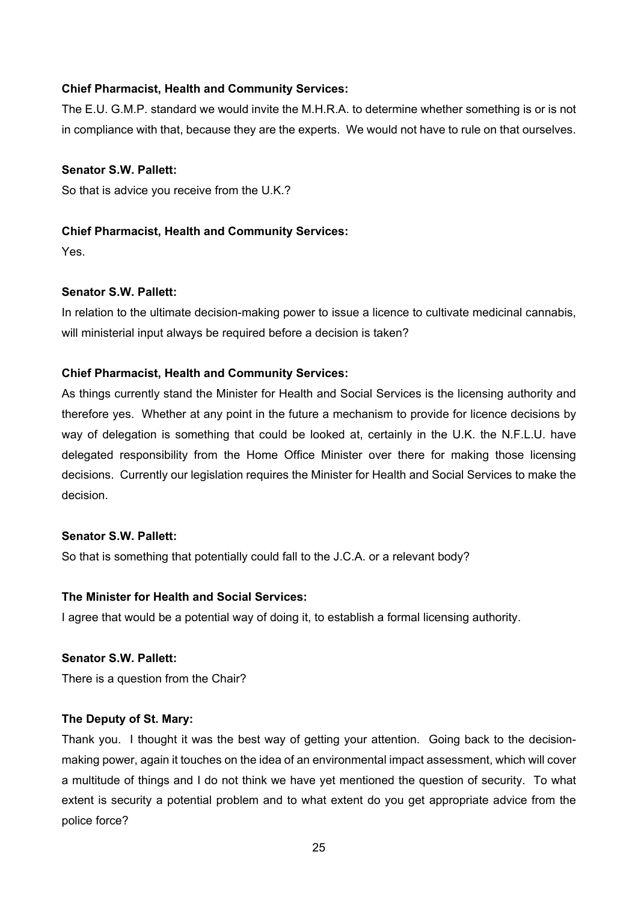**Chief Pharmacist, Health and Community Services:**

The E.U. G.M.P. standard we would invite the M.H.R.A. to determine whether something is or is not in compliance with that, because they are the experts. We would not have to rule on that ourselves.

**Senator S.W. Pallett:**

So that is advice you receive from the U.K.?

**Chief Pharmacist, Health and Community Services:**

Yes.

**Senator S.W. Pallett:**

In relation to the ultimate decision-making power to issue a licence to cultivate medicinal cannabis, will ministerial input always be required before a decision is taken?

**Chief Pharmacist, Health and Community Services:**

As things currently stand the Minister for Health and Social Services is the licensing authority and therefore yes. Whether at any point in the future a mechanism to provide for licence decisions by way of delegation is something that could be looked at, certainly in the U.K. the N.F.L.U. have delegated responsibility from the Home Office Minister over there for making those licensing decisions. Currently our legislation requires the Minister for Health and Social Services to make the decision.

**Senator S.W. Pallett:**

So that is something that potentially could fall to the J.C.A. or a relevant body?

**The Minister for Health and Social Services:**

I agree that would be a potential way of doing it, to establish a formal licensing authority.

**Senator S.W. Pallett:**

There is a question from the Chair?

**The Deputy of St. Mary:**

Thank you. I thought it was the best way of getting your attention. Going back to the decision-making power, again it touches on the idea of an environmental impact assessment, which will cover a multitude of things and I do not think we have yet mentioned the question of security. To what extent is security a potential problem and to what extent do you get appropriate advice from the police force?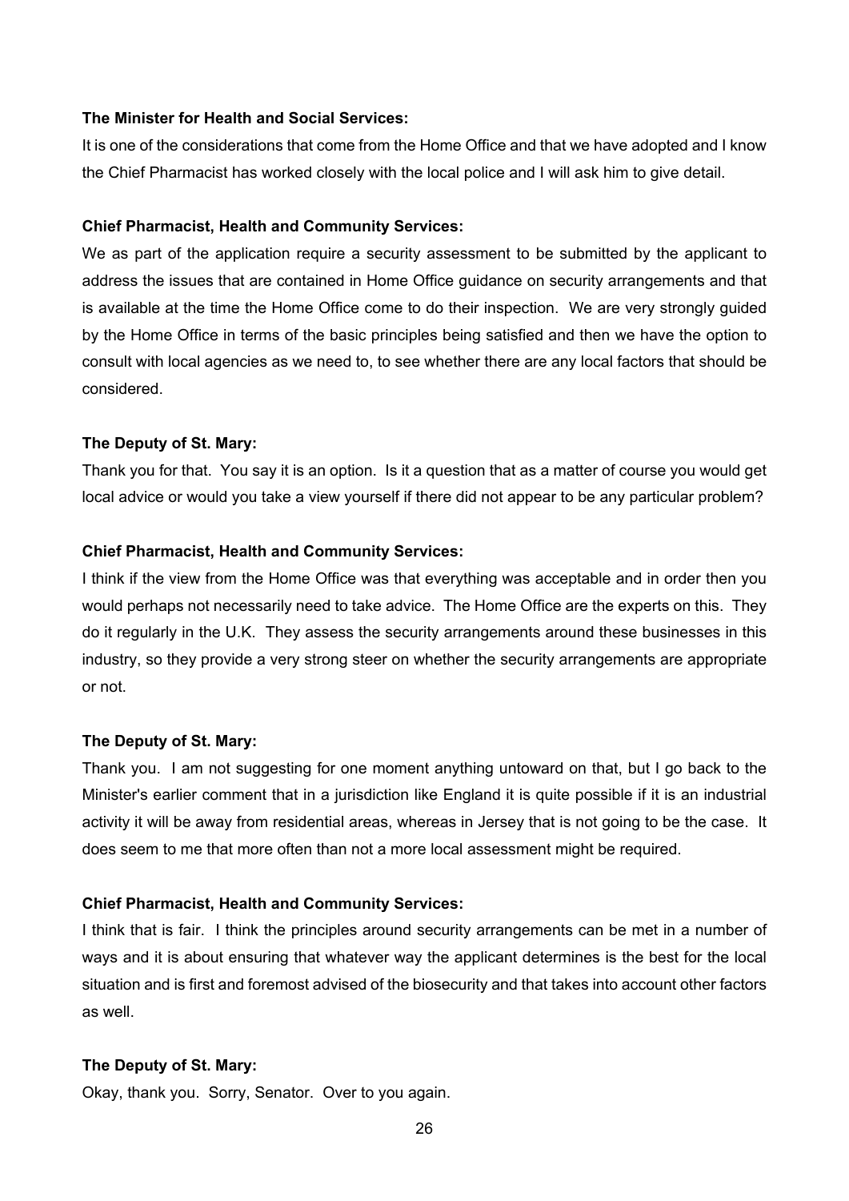**The Minister for Health and Social Services:**

It is one of the considerations that come from the Home Office and that we have adopted and I know the Chief Pharmacist has worked closely with the local police and I will ask him to give detail.

**Chief Pharmacist, Health and Community Services:**

We as part of the application require a security assessment to be submitted by the applicant to address the issues that are contained in Home Office guidance on security arrangements and that is available at the time the Home Office come to do their inspection. We are very strongly guided by the Home Office in terms of the basic principles being satisfied and then we have the option to consult with local agencies as we need to, to see whether there are any local factors that should be considered.

**The Deputy of St. Mary:**

Thank you for that. You say it is an option. Is it a question that as a matter of course you would get local advice or would you take a view yourself if there did not appear to be any particular problem?

**Chief Pharmacist, Health and Community Services:**

I think if the view from the Home Office was that everything was acceptable and in order then you would perhaps not necessarily need to take advice. The Home Office are the experts on this. They do it regularly in the U.K. They assess the security arrangements around these businesses in this industry, so they provide a very strong steer on whether the security arrangements are appropriate or not.

**The Deputy of St. Mary:**

Thank you. I am not suggesting for one moment anything untoward on that, but I go back to the Minister's earlier comment that in a jurisdiction like England it is quite possible if it is an industrial activity it will be away from residential areas, whereas in Jersey that is not going to be the case. It does seem to me that more often than not a more local assessment might be required.

**Chief Pharmacist, Health and Community Services:**

I think that is fair. I think the principles around security arrangements can be met in a number of ways and it is about ensuring that whatever way the applicant determines is the best for the local situation and is first and foremost advised of the biosecurity and that takes into account other factors as well.

**The Deputy of St. Mary:**

Okay, thank you. Sorry, Senator. Over to you again.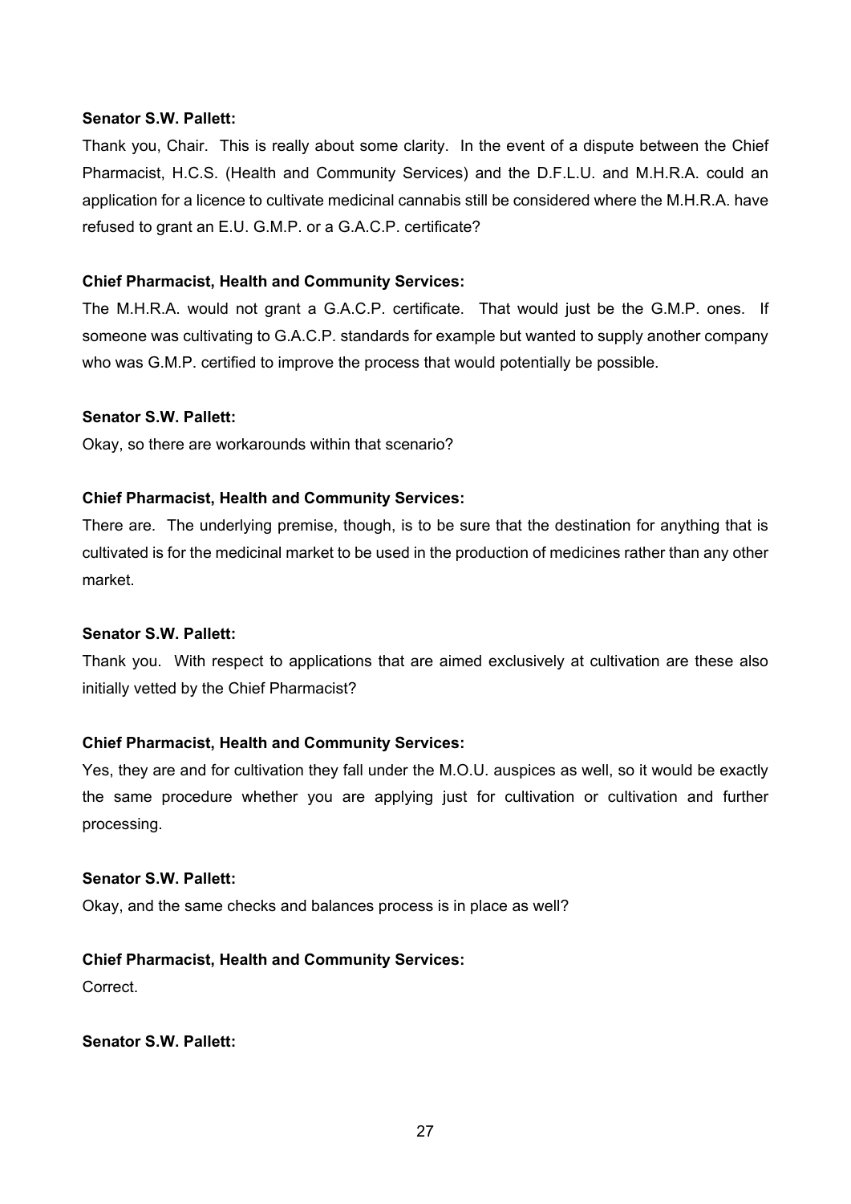**Senator S.W. Pallett:**

Thank you, Chair. This is really about some clarity. In the event of a dispute between the Chief Pharmacist, H.C.S. (Health and Community Services) and the D.F.L.U. and M.H.R.A. could an application for a licence to cultivate medicinal cannabis still be considered where the M.H.R.A. have refused to grant an E.U. G.M.P. or a G.A.C.P. certificate?

**Chief Pharmacist, Health and Community Services:**

The M.H.R.A. would not grant a G.A.C.P. certificate. That would just be the G.M.P. ones. If someone was cultivating to G.A.C.P. standards for example but wanted to supply another company who was G.M.P. certified to improve the process that would potentially be possible.

**Senator S.W. Pallett:**

Okay, so there are workarounds within that scenario?

**Chief Pharmacist, Health and Community Services:**

There are. The underlying premise, though, is to be sure that the destination for anything that is cultivated is for the medicinal market to be used in the production of medicines rather than any other market.

**Senator S.W. Pallett:**

Thank you. With respect to applications that are aimed exclusively at cultivation are these also initially vetted by the Chief Pharmacist?

**Chief Pharmacist, Health and Community Services:**

Yes, they are and for cultivation they fall under the M.O.U. auspices as well, so it would be exactly the same procedure whether you are applying just for cultivation or cultivation and further processing.

**Senator S.W. Pallett:**

Okay, and the same checks and balances process is in place as well?

**Chief Pharmacist, Health and Community Services:**

Correct.

**Senator S.W. Pallett:**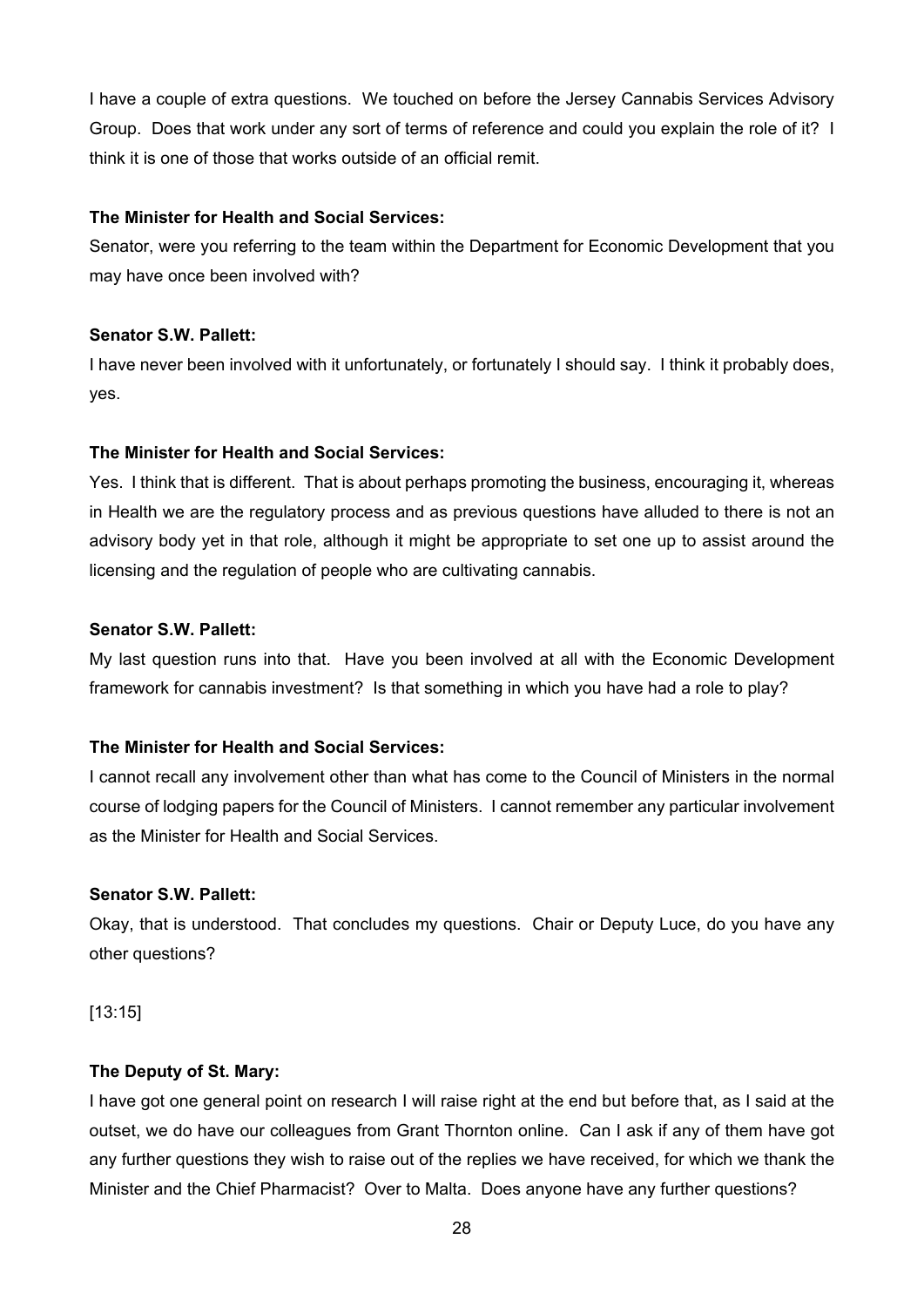I have a couple of extra questions. We touched on before the Jersey Cannabis Services Advisory Group. Does that work under any sort of terms of reference and could you explain the role of it? I think it is one of those that works outside of an official remit.

**The Minister for Health and Social Services:**

Senator, were you referring to the team within the Department for Economic Development that you may have once been involved with?

**Senator S.W. Pallett:**

I have never been involved with it unfortunately, or fortunately I should say. I think it probably does, yes.

**The Minister for Health and Social Services:**

Yes. I think that is different. That is about perhaps promoting the business, encouraging it, whereas in Health we are the regulatory process and as previous questions have alluded to there is not an advisory body yet in that role, although it might be appropriate to set one up to assist around the licensing and the regulation of people who are cultivating cannabis.

**Senator S.W. Pallett:**

My last question runs into that. Have you been involved at all with the Economic Development framework for cannabis investment? Is that something in which you have had a role to play?

**The Minister for Health and Social Services:**

I cannot recall any involvement other than what has come to the Council of Ministers in the normal course of lodging papers for the Council of Ministers. I cannot remember any particular involvement as the Minister for Health and Social Services.

**Senator S.W. Pallett:**

Okay, that is understood. That concludes my questions. Chair or Deputy Luce, do you have any other questions?

[13:15]

**The Deputy of St. Mary:**

I have got one general point on research I will raise right at the end but before that, as I said at the outset, we do have our colleagues from Grant Thornton online. Can I ask if any of them have got any further questions they wish to raise out of the replies we have received, for which we thank the Minister and the Chief Pharmacist? Over to Malta. Does anyone have any further questions?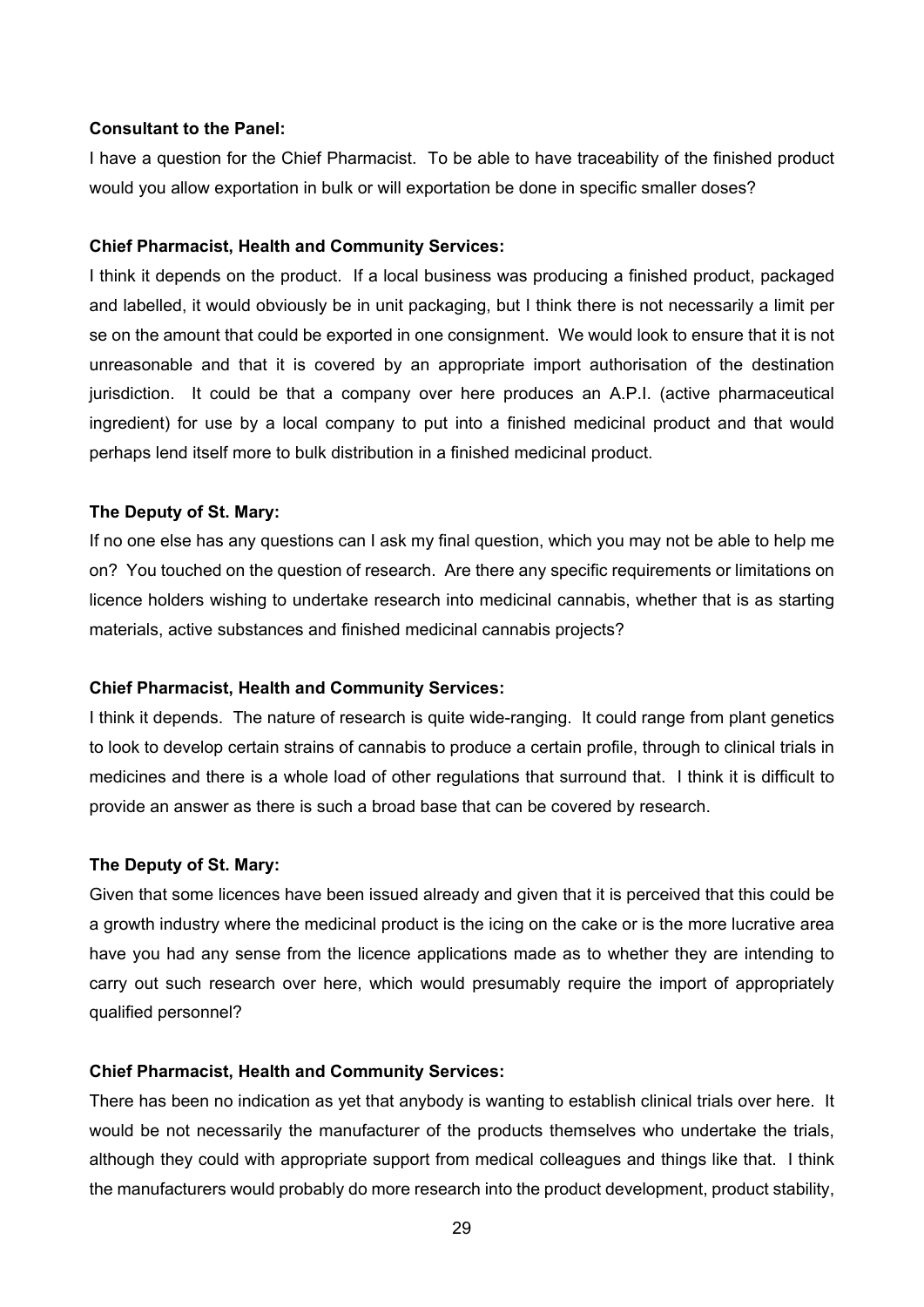**Consultant to the Panel:**

I have a question for the Chief Pharmacist. To be able to have traceability of the finished product would you allow exportation in bulk or will exportation be done in specific smaller doses?

**Chief Pharmacist, Health and Community Services:**

I think it depends on the product. If a local business was producing a finished product, packaged and labelled, it would obviously be in unit packaging, but I think there is not necessarily a limit per se on the amount that could be exported in one consignment. We would look to ensure that it is not unreasonable and that it is covered by an appropriate import authorisation of the destination jurisdiction. It could be that a company over here produces an A.P.I. (active pharmaceutical ingredient) for use by a local company to put into a finished medicinal product and that would perhaps lend itself more to bulk distribution in a finished medicinal product.

**The Deputy of St. Mary:**

If no one else has any questions can I ask my final question, which you may not be able to help me on? You touched on the question of research. Are there any specific requirements or limitations on licence holders wishing to undertake research into medicinal cannabis, whether that is as starting materials, active substances and finished medicinal cannabis projects?

**Chief Pharmacist, Health and Community Services:**

I think it depends. The nature of research is quite wide-ranging. It could range from plant genetics to look to develop certain strains of cannabis to produce a certain profile, through to clinical trials in medicines and there is a whole load of other regulations that surround that. I think it is difficult to provide an answer as there is such a broad base that can be covered by research.

**The Deputy of St. Mary:**

Given that some licences have been issued already and given that it is perceived that this could be a growth industry where the medicinal product is the icing on the cake or is the more lucrative area have you had any sense from the licence applications made as to whether they are intending to carry out such research over here, which would presumably require the import of appropriately qualified personnel?

**Chief Pharmacist, Health and Community Services:**

There has been no indication as yet that anybody is wanting to establish clinical trials over here. It would be not necessarily the manufacturer of the products themselves who undertake the trials, although they could with appropriate support from medical colleagues and things like that. I think the manufacturers would probably do more research into the product development, product stability,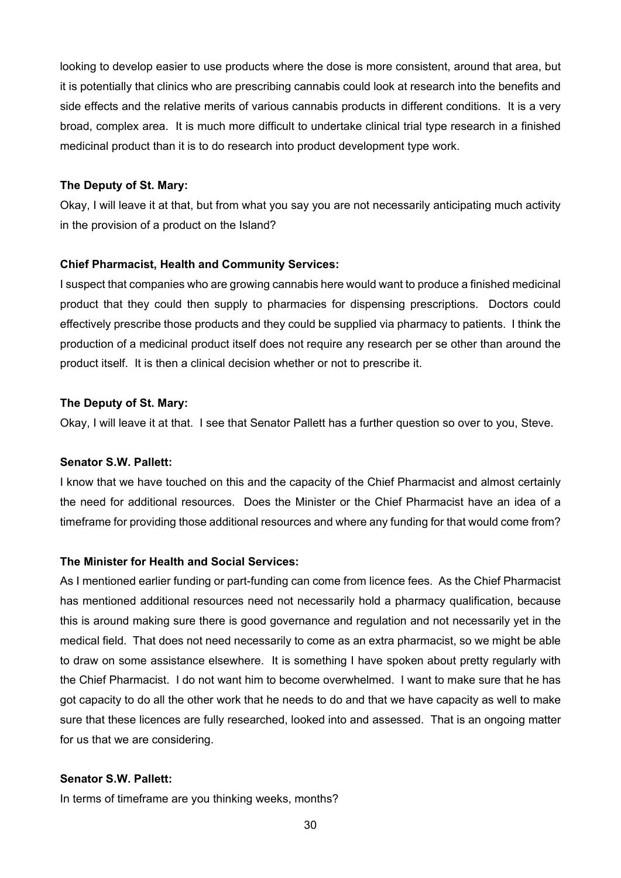looking to develop easier to use products where the dose is more consistent, around that area, but it is potentially that clinics who are prescribing cannabis could look at research into the benefits and side effects and the relative merits of various cannabis products in different conditions. It is a very broad, complex area. It is much more difficult to undertake clinical trial type research in a finished medicinal product than it is to do research into product development type work.

**The Deputy of St. Mary:**

Okay, I will leave it at that, but from what you say you are not necessarily anticipating much activity in the provision of a product on the Island?

**Chief Pharmacist, Health and Community Services:**

I suspect that companies who are growing cannabis here would want to produce a finished medicinal product that they could then supply to pharmacies for dispensing prescriptions. Doctors could effectively prescribe those products and they could be supplied via pharmacy to patients. I think the production of a medicinal product itself does not require any research per se other than around the product itself. It is then a clinical decision whether or not to prescribe it.

**The Deputy of St. Mary:**

Okay, I will leave it at that. I see that Senator Pallett has a further question so over to you, Steve.

**Senator S.W. Pallett:**

I know that we have touched on this and the capacity of the Chief Pharmacist and almost certainly the need for additional resources. Does the Minister or the Chief Pharmacist have an idea of a timeframe for providing those additional resources and where any funding for that would come from?

**The Minister for Health and Social Services:**

As I mentioned earlier funding or part-funding can come from licence fees. As the Chief Pharmacist has mentioned additional resources need not necessarily hold a pharmacy qualification, because this is around making sure there is good governance and regulation and not necessarily yet in the medical field. That does not need necessarily to come as an extra pharmacist, so we might be able to draw on some assistance elsewhere. It is something I have spoken about pretty regularly with the Chief Pharmacist. I do not want him to become overwhelmed. I want to make sure that he has got capacity to do all the other work that he needs to do and that we have capacity as well to make sure that these licences are fully researched, looked into and assessed. That is an ongoing matter for us that we are considering.

**Senator S.W. Pallett:**

In terms of timeframe are you thinking weeks, months?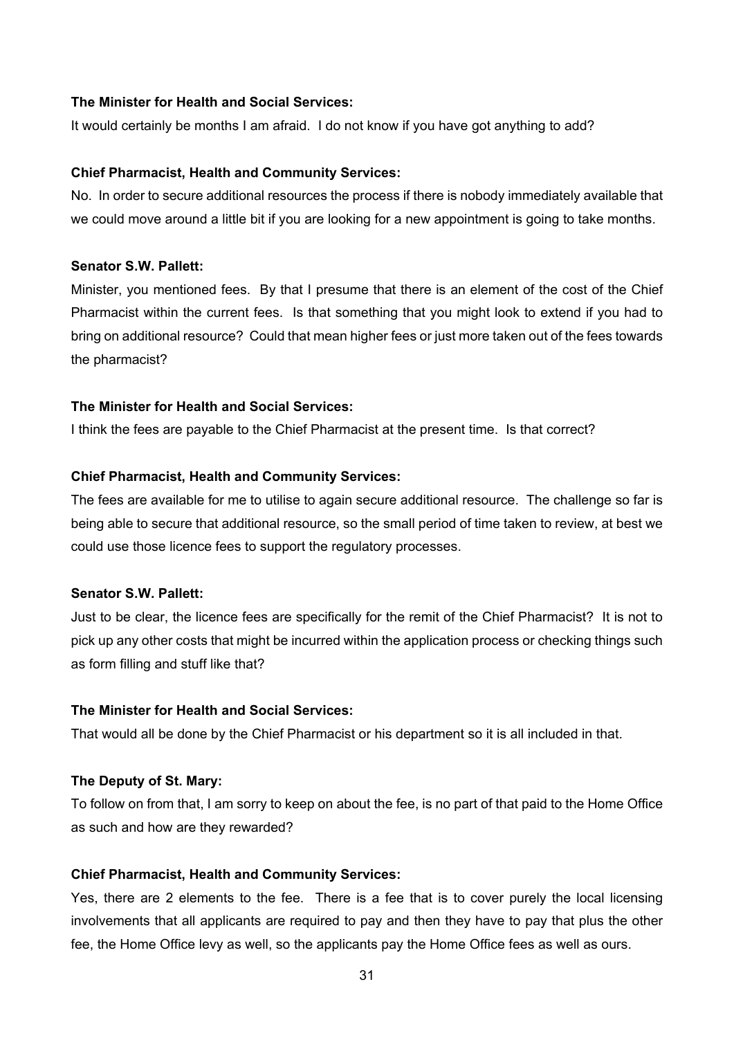**The Minister for Health and Social Services:**

It would certainly be months I am afraid. I do not know if you have got anything to add?

**Chief Pharmacist, Health and Community Services:**

No. In order to secure additional resources the process if there is nobody immediately available that we could move around a little bit if you are looking for a new appointment is going to take months.

**Senator S.W. Pallett:**

Minister, you mentioned fees. By that I presume that there is an element of the cost of the Chief Pharmacist within the current fees. Is that something that you might look to extend if you had to bring on additional resource? Could that mean higher fees or just more taken out of the fees towards the pharmacist?

**The Minister for Health and Social Services:**

I think the fees are payable to the Chief Pharmacist at the present time. Is that correct?

**Chief Pharmacist, Health and Community Services:**

The fees are available for me to utilise to again secure additional resource. The challenge so far is being able to secure that additional resource, so the small period of time taken to review, at best we could use those licence fees to support the regulatory processes.

**Senator S.W. Pallett:**

Just to be clear, the licence fees are specifically for the remit of the Chief Pharmacist? It is not to pick up any other costs that might be incurred within the application process or checking things such as form filling and stuff like that?

**The Minister for Health and Social Services:**

That would all be done by the Chief Pharmacist or his department so it is all included in that.

**The Deputy of St. Mary:**

To follow on from that, I am sorry to keep on about the fee, is no part of that paid to the Home Office as such and how are they rewarded?

**Chief Pharmacist, Health and Community Services:**

Yes, there are 2 elements to the fee. There is a fee that is to cover purely the local licensing involvements that all applicants are required to pay and then they have to pay that plus the other fee, the Home Office levy as well, so the applicants pay the Home Office fees as well as ours.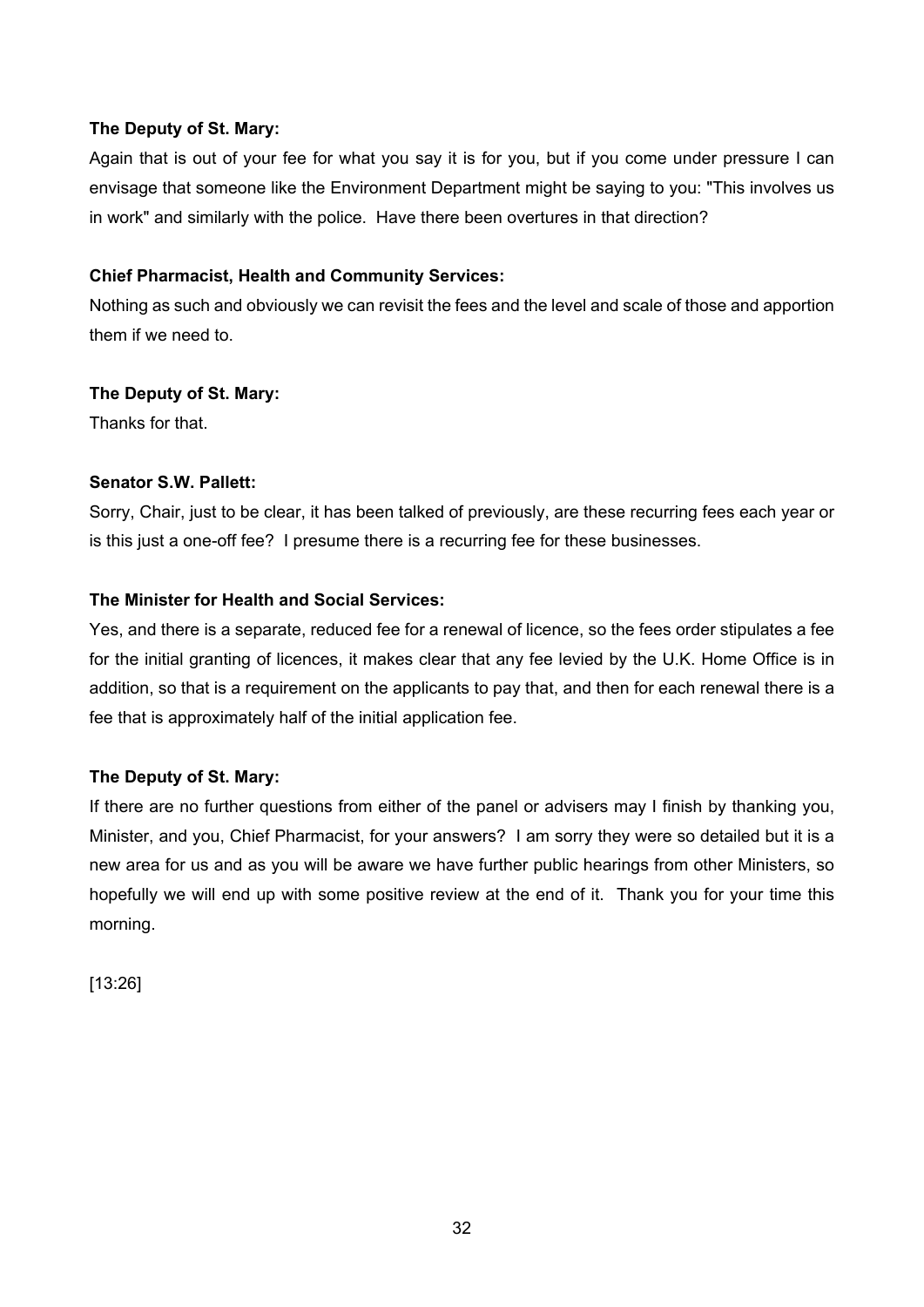**The Deputy of St. Mary:**

Again that is out of your fee for what you say it is for you, but if you come under pressure I can envisage that someone like the Environment Department might be saying to you: "This involves us in work" and similarly with the police. Have there been overtures in that direction?

**Chief Pharmacist, Health and Community Services:**

Nothing as such and obviously we can revisit the fees and the level and scale of those and apportion them if we need to.

**The Deputy of St. Mary:**

Thanks for that.

**Senator S.W. Pallett:**

Sorry, Chair, just to be clear, it has been talked of previously, are these recurring fees each year or is this just a one-off fee? I presume there is a recurring fee for these businesses.

**The Minister for Health and Social Services:**

Yes, and there is a separate, reduced fee for a renewal of licence, so the fees order stipulates a fee for the initial granting of licences, it makes clear that any fee levied by the U.K. Home Office is in addition, so that is a requirement on the applicants to pay that, and then for each renewal there is a fee that is approximately half of the initial application fee.

**The Deputy of St. Mary:**

If there are no further questions from either of the panel or advisers may I finish by thanking you, Minister, and you, Chief Pharmacist, for your answers? I am sorry they were so detailed but it is a new area for us and as you will be aware we have further public hearings from other Ministers, so hopefully we will end up with some positive review at the end of it. Thank you for your time this morning.

[13:26]